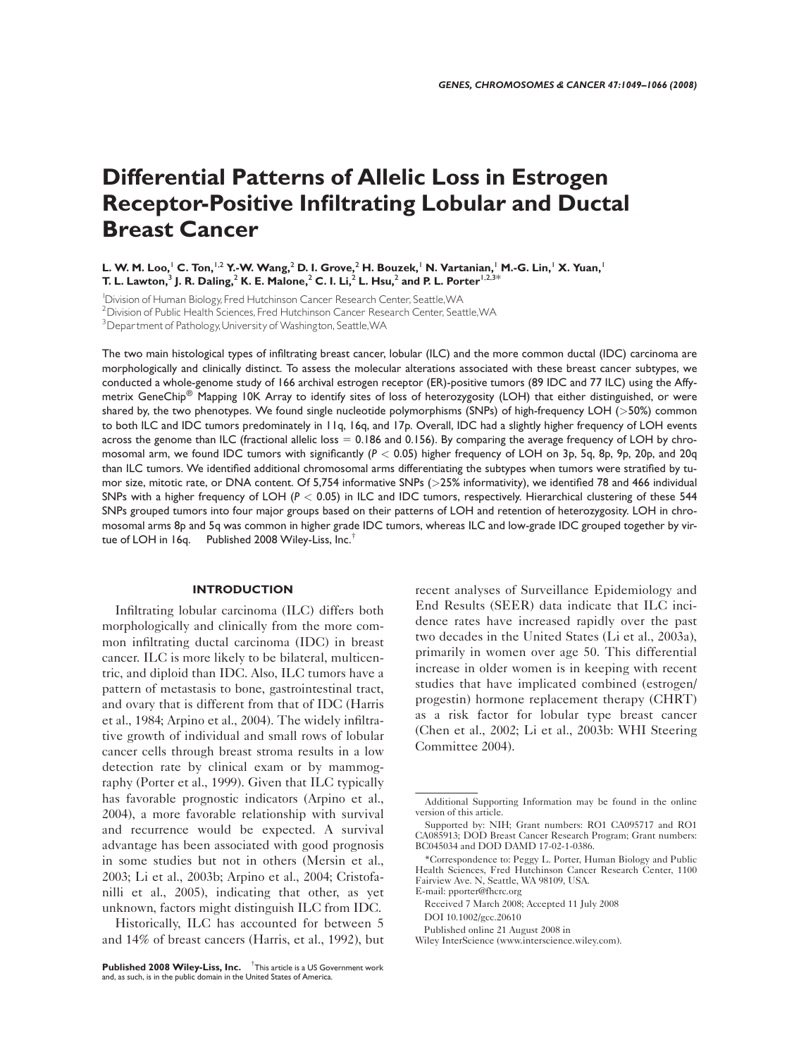# Differential Patterns of Allelic Loss in Estrogen Receptor-Positive Infiltrating Lobular and Ductal Breast Cancer

**L. W. M. Loo,[1] C. Ton,[1,2] Y.-W. Wang,[2] D. I. Grove,[2] H. Bouzek,[1] N. Vartanian,[1] M.-G. Lin,[1] X. Yuan,[1] T. L. Lawton,[3] J. R. Daling,[2] K. E. Malone,[2] C. I. Li,[2] L. Hsu,[2] and P. L. Porter[1,2,3]***

[1]Division of Human Biology, Fred Hutchinson Cancer Research Center, Seattle, WA

[2]Division of Public Health Sciences, Fred Hutchinson Cancer Research Center, Seattle, WA

[3]Department of Pathology, University of Washington, Seattle, WA

The two main histological types of infiltrating breast cancer, lobular (ILC) and the more common ductal (IDC) carcinoma are morphologically and clinically distinct. To assess the molecular alterations associated with these breast cancer subtypes, we conducted a whole-genome study of 166 archival estrogen receptor (ER)-positive tumors (89 IDC and 77 ILC) using the Affymetrix GeneChip® Mapping 10K Array to identify sites of loss of heterozygosity (LOH) that either distinguished, or were shared by, the two phenotypes. We found single nucleotide polymorphisms (SNPs) of high-frequency LOH (>50%) common to both ILC and IDC tumors predominately in 11q, 16q, and 17p. Overall, IDC had a slightly higher frequency of LOH events across the genome than ILC (fractional allelic loss = 0.186 and 0.156). By comparing the average frequency of LOH by chromosomal arm, we found IDC tumors with significantly ($P < 0.05$) higher frequency of LOH on 3p, 5q, 8p, 9p, 20p, and 20q than ILC tumors. We identified additional chromosomal arms differentiating the subtypes when tumors were stratified by tumor size, mitotic rate, or DNA content. Of 5,754 informative SNPs (>25% informativity), we identified 78 and 466 individual SNPs with a higher frequency of LOH ($P < 0.05$) in ILC and IDC tumors, respectively. Hierarchical clustering of these 544 SNPs grouped tumors into four major groups based on their patterns of LOH and retention of heterozygosity. LOH in chromosomal arms 8p and 5q was common in higher grade IDC tumors, whereas ILC and low-grade IDC grouped together by virtue of LOH in 16q. Published 2008 Wiley-Liss, Inc.[†]

## INTRODUCTION

Infiltrating lobular carcinoma (ILC) differs both morphologically and clinically from the more common infiltrating ductal carcinoma (IDC) in breast cancer. ILC is more likely to be bilateral, multicentric, and diploid than IDC. Also, ILC tumors have a pattern of metastasis to bone, gastrointestinal tract, and ovary that is different from that of IDC (Harris et al., 1984; Arpino et al., 2004). The widely infiltrative growth of individual and small rows of lobular cancer cells through breast stroma results in a low detection rate by clinical exam or by mammography (Porter et al., 1999). Given that ILC typically has favorable prognostic indicators (Arpino et al., 2004), a more favorable relationship with survival and recurrence would be expected. A survival advantage has been associated with good prognosis in some studies but not in others (Mersin et al., 2003; Li et al., 2003b; Arpino et al., 2004; Cristofanilli et al., 2005), indicating that other, as yet unknown, factors might distinguish ILC from IDC.

Historically, ILC has accounted for between 5 and 14% of breast cancers (Harris, et al., 1992), but recent analyses of Surveillance Epidemiology and End Results (SEER) data indicate that ILC incidence rates have increased rapidly over the past two decades in the United States (Li et al., 2003a), primarily in women over age 50. This differential increase in older women is in keeping with recent studies that have implicated combined (estrogen/progestin) hormone replacement therapy (CHRT) as a risk factor for lobular type breast cancer (Chen et al., 2002; Li et al., 2003b: WHI Steering Committee 2004).

Additional Supporting Information may be found in the online version of this article.

Supported by: NIH; Grant numbers: RO1 CA095717 and RO1 CA085913; DOD Breast Cancer Research Program; Grant numbers: BC045034 and DOD DAMD 17-02-1-0386.

*Correspondence to: Peggy L. Porter, Human Biology and Public Health Sciences, Fred Hutchinson Cancer Research Center, 1100 Fairview Ave. N, Seattle, WA 98109, USA. E-mail: pporter@fhcrc.org

Received 7 March 2008; Accepted 11 July 2008

DOI 10.1002/gcc.20610

Published online 21 August 2008 in Wiley InterScience (www.interscience.wiley.com).

**Published 2008 Wiley-Liss, Inc.** [†]This article is a US Government work and, as such, is in the public domain in the United States of America.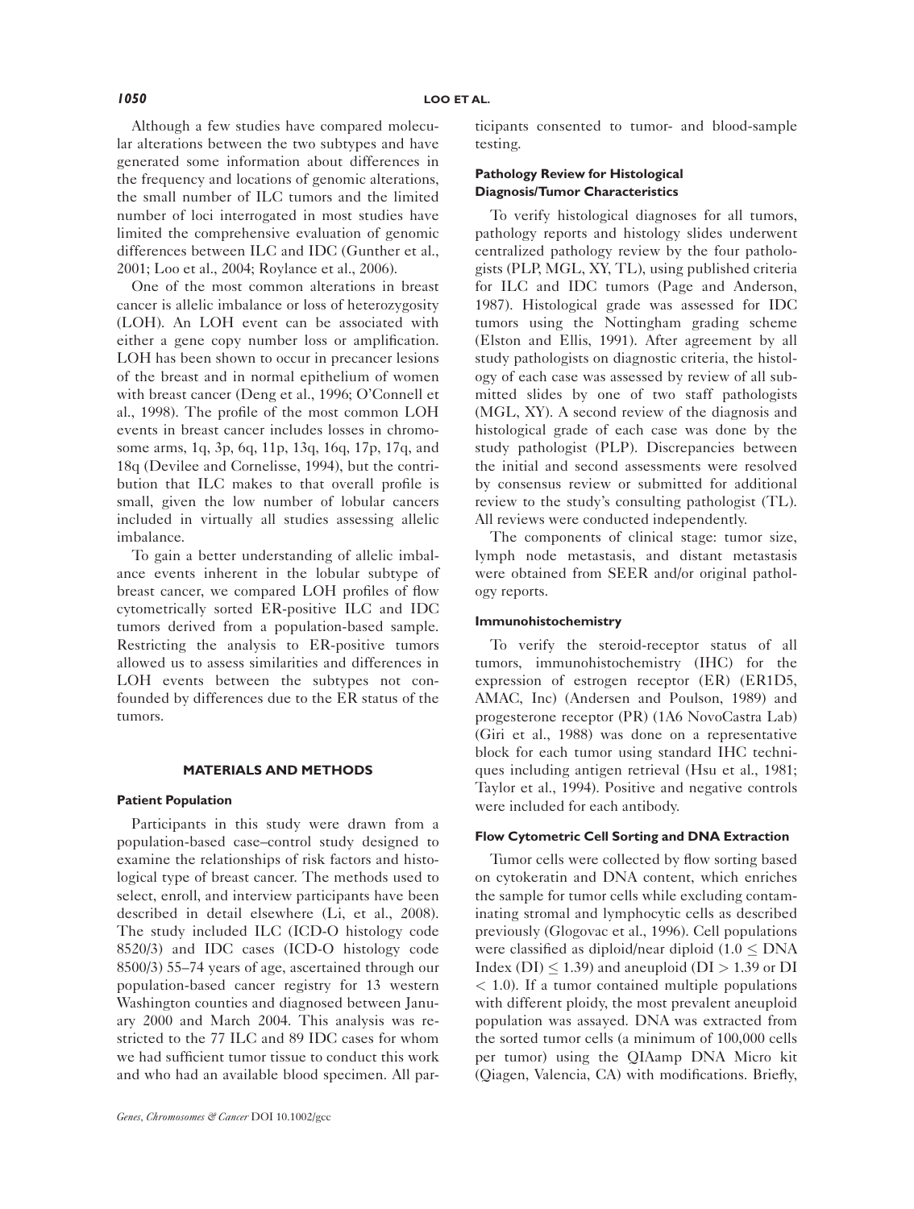Although a few studies have compared molecular alterations between the two subtypes and have generated some information about differences in the frequency and locations of genomic alterations, the small number of ILC tumors and the limited number of loci interrogated in most studies have limited the comprehensive evaluation of genomic differences between ILC and IDC (Gunther et al., 2001; Loo et al., 2004; Roylance et al., 2006).

One of the most common alterations in breast cancer is allelic imbalance or loss of heterozygosity (LOH). An LOH event can be associated with either a gene copy number loss or amplification. LOH has been shown to occur in precancer lesions of the breast and in normal epithelium of women with breast cancer (Deng et al., 1996; O'Connell et al., 1998). The profile of the most common LOH events in breast cancer includes losses in chromosome arms, 1q, 3p, 6q, 11p, 13q, 16q, 17p, 17q, and 18q (Devilee and Cornelisse, 1994), but the contribution that ILC makes to that overall profile is small, given the low number of lobular cancers included in virtually all studies assessing allelic imbalance.

To gain a better understanding of allelic imbalance events inherent in the lobular subtype of breast cancer, we compared LOH profiles of flow cytometrically sorted ER-positive ILC and IDC tumors derived from a population-based sample. Restricting the analysis to ER-positive tumors allowed us to assess similarities and differences in LOH events between the subtypes not confounded by differences due to the ER status of the tumors.

## MATERIALS AND METHODS

### Patient Population

Participants in this study were drawn from a population-based case–control study designed to examine the relationships of risk factors and histological type of breast cancer. The methods used to select, enroll, and interview participants have been described in detail elsewhere (Li, et al., 2008). The study included ILC (ICD-O histology code 8520/3) and IDC cases (ICD-O histology code 8500/3) 55–74 years of age, ascertained through our population-based cancer registry for 13 western Washington counties and diagnosed between January 2000 and March 2004. This analysis was restricted to the 77 ILC and 89 IDC cases for whom we had sufficient tumor tissue to conduct this work and who had an available blood specimen. All participants consented to tumor- and blood-sample testing.

### Pathology Review for Histological Diagnosis/Tumor Characteristics

To verify histological diagnoses for all tumors, pathology reports and histology slides underwent centralized pathology review by the four pathologists (PLP, MGL, XY, TL), using published criteria for ILC and IDC tumors (Page and Anderson, 1987). Histological grade was assessed for IDC tumors using the Nottingham grading scheme (Elston and Ellis, 1991). After agreement by all study pathologists on diagnostic criteria, the histology of each case was assessed by review of all submitted slides by one of two staff pathologists (MGL, XY). A second review of the diagnosis and histological grade of each case was done by the study pathologist (PLP). Discrepancies between the initial and second assessments were resolved by consensus review or submitted for additional review to the study's consulting pathologist (TL). All reviews were conducted independently.

The components of clinical stage: tumor size, lymph node metastasis, and distant metastasis were obtained from SEER and/or original pathology reports.

### Immunohistochemistry

To verify the steroid-receptor status of all tumors, immunohistochemistry (IHC) for the expression of estrogen receptor (ER) (ER1D5, AMAC, Inc) (Andersen and Poulson, 1989) and progesterone receptor (PR) (1A6 NovoCastra Lab) (Giri et al., 1988) was done on a representative block for each tumor using standard IHC techniques including antigen retrieval (Hsu et al., 1981; Taylor et al., 1994). Positive and negative controls were included for each antibody.

### Flow Cytometric Cell Sorting and DNA Extraction

Tumor cells were collected by flow sorting based on cytokeratin and DNA content, which enriches the sample for tumor cells while excluding contaminating stromal and lymphocytic cells as described previously (Glogovac et al., 1996). Cell populations were classified as diploid/near diploid ($1.0 \leq$ DNA Index (DI) $\leq 1.39$) and aneuploid (DI $> 1.39$ or DI $< 1.0$). If a tumor contained multiple populations with different ploidy, the most prevalent aneuploid population was assayed. DNA was extracted from the sorted tumor cells (a minimum of 100,000 cells per tumor) using the QIAamp DNA Micro kit (Qiagen, Valencia, CA) with modifications. Briefly,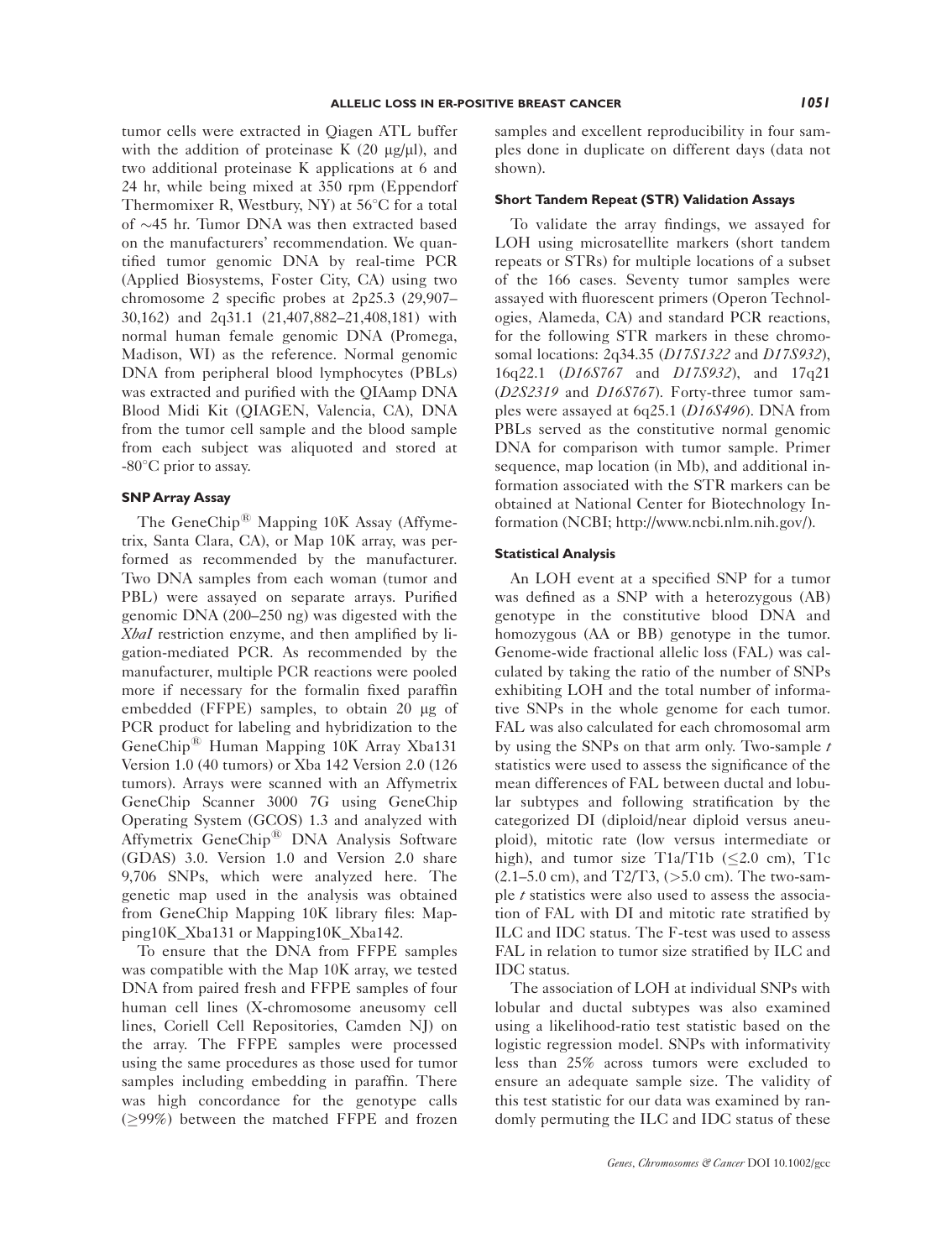tumor cells were extracted in Qiagen ATL buffer with the addition of proteinase K (20 μg/μl), and two additional proteinase K applications at 6 and 24 hr, while being mixed at 350 rpm (Eppendorf Thermomixer R, Westbury, NY) at 56°C for a total of ~45 hr. Tumor DNA was then extracted based on the manufacturers' recommendation. We quantified tumor genomic DNA by real-time PCR (Applied Biosystems, Foster City, CA) using two chromosome 2 specific probes at 2p25.3 (29,907–30,162) and 2q31.1 (21,407,882–21,408,181) with normal human female genomic DNA (Promega, Madison, WI) as the reference. Normal genomic DNA from peripheral blood lymphocytes (PBLs) was extracted and purified with the QIAamp DNA Blood Midi Kit (QIAGEN, Valencia, CA), DNA from the tumor cell sample and the blood sample from each subject was aliquoted and stored at -80°C prior to assay.

### SNP Array Assay

The GeneChip® Mapping 10K Assay (Affymetrix, Santa Clara, CA), or Map 10K array, was performed as recommended by the manufacturer. Two DNA samples from each woman (tumor and PBL) were assayed on separate arrays. Purified genomic DNA (200–250 ng) was digested with the *XbaI* restriction enzyme, and then amplified by ligation-mediated PCR. As recommended by the manufacturer, multiple PCR reactions were pooled more if necessary for the formalin fixed paraffin embedded (FFPE) samples, to obtain 20 μg of PCR product for labeling and hybridization to the GeneChip® Human Mapping 10K Array Xba131 Version 1.0 (40 tumors) or Xba 142 Version 2.0 (126 tumors). Arrays were scanned with an Affymetrix GeneChip Scanner 3000 7G using GeneChip Operating System (GCOS) 1.3 and analyzed with Affymetrix GeneChip® DNA Analysis Software (GDAS) 3.0. Version 1.0 and Version 2.0 share 9,706 SNPs, which were analyzed here. The genetic map used in the analysis was obtained from GeneChip Mapping 10K library files: Mapping10K_Xba131 or Mapping10K_Xba142.

To ensure that the DNA from FFPE samples was compatible with the Map 10K array, we tested DNA from paired fresh and FFPE samples of four human cell lines (X-chromosome aneusomy cell lines, Coriell Cell Repositories, Camden NJ) on the array. The FFPE samples were processed using the same procedures as those used for tumor samples including embedding in paraffin. There was high concordance for the genotype calls (≥99%) between the matched FFPE and frozen samples and excellent reproducibility in four samples done in duplicate on different days (data not shown).

### Short Tandem Repeat (STR) Validation Assays

To validate the array findings, we assayed for LOH using microsatellite markers (short tandem repeats or STRs) for multiple locations of a subset of the 166 cases. Seventy tumor samples were assayed with fluorescent primers (Operon Technologies, Alameda, CA) and standard PCR reactions, for the following STR markers in these chromosomal locations: 2q34.35 (*D17S1322* and *D17S932*), 16q22.1 (*D16S767* and *D17S932*), and 17q21 (*D2S2319* and *D16S767*). Forty-three tumor samples were assayed at 6q25.1 (*D16S496*). DNA from PBLs served as the constitutive normal genomic DNA for comparison with tumor sample. Primer sequence, map location (in Mb), and additional information associated with the STR markers can be obtained at National Center for Biotechnology Information (NCBI; http://www.ncbi.nlm.nih.gov/).

### Statistical Analysis

An LOH event at a specified SNP for a tumor was defined as a SNP with a heterozygous (AB) genotype in the constitutive blood DNA and homozygous (AA or BB) genotype in the tumor. Genome-wide fractional allelic loss (FAL) was calculated by taking the ratio of the number of SNPs exhibiting LOH and the total number of informative SNPs in the whole genome for each tumor. FAL was also calculated for each chromosomal arm by using the SNPs on that arm only. Two-sample $t$ statistics were used to assess the significance of the mean differences of FAL between ductal and lobular subtypes and following stratification by the categorized DI (diploid/near diploid versus aneuploid), mitotic rate (low versus intermediate or high), and tumor size T1a/T1b (≤2.0 cm), T1c (2.1–5.0 cm), and T2/T3, (>5.0 cm). The two-sample $t$ statistics were also used to assess the association of FAL with DI and mitotic rate stratified by ILC and IDC status. The F-test was used to assess FAL in relation to tumor size stratified by ILC and IDC status.

The association of LOH at individual SNPs with lobular and ductal subtypes was also examined using a likelihood-ratio test statistic based on the logistic regression model. SNPs with informativity less than 25% across tumors were excluded to ensure an adequate sample size. The validity of this test statistic for our data was examined by randomly permuting the ILC and IDC status of these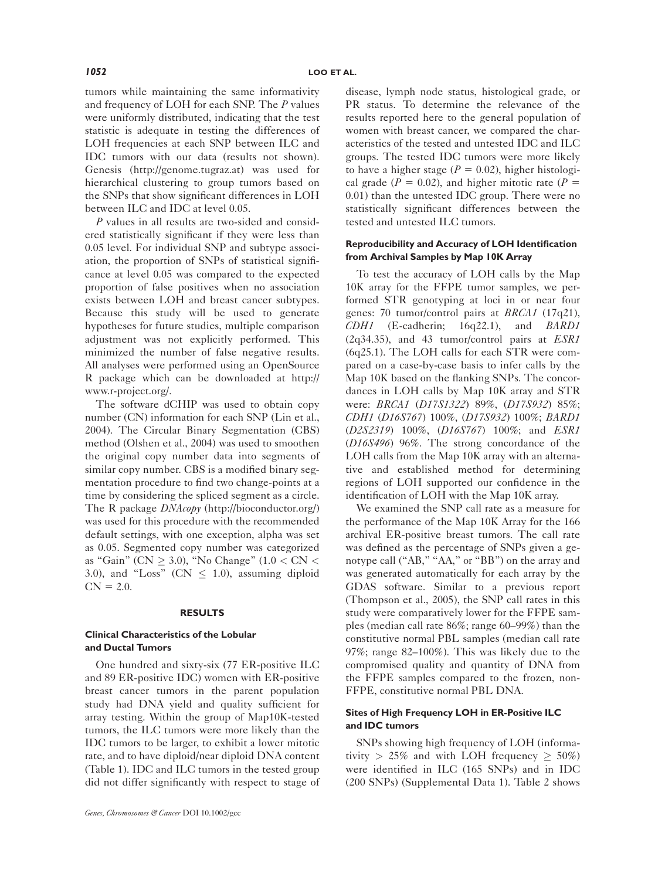tumors while maintaining the same informativity and frequency of LOH for each SNP. The *P* values were uniformly distributed, indicating that the test statistic is adequate in testing the differences of LOH frequencies at each SNP between ILC and IDC tumors with our data (results not shown). Genesis (http://genome.tugraz.at) was used for hierarchical clustering to group tumors based on the SNPs that show significant differences in LOH between ILC and IDC at level 0.05.

*P* values in all results are two-sided and considered statistically significant if they were less than 0.05 level. For individual SNP and subtype association, the proportion of SNPs of statistical significance at level 0.05 was compared to the expected proportion of false positives when no association exists between LOH and breast cancer subtypes. Because this study will be used to generate hypotheses for future studies, multiple comparison adjustment was not explicitly performed. This minimized the number of false negative results. All analyses were performed using an OpenSource R package which can be downloaded at http://www.r-project.org/.

The software dCHIP was used to obtain copy number (CN) information for each SNP (Lin et al., 2004). The Circular Binary Segmentation (CBS) method (Olshen et al., 2004) was used to smoothen the original copy number data into segments of similar copy number. CBS is a modified binary segmentation procedure to find two change-points at a time by considering the spliced segment as a circle. The R package *DNAcopy* (http://bioconductor.org/) was used for this procedure with the recommended default settings, with one exception, alpha was set as 0.05. Segmented copy number was categorized as "Gain" ($CN \geq 3.0$), "No Change" ($1.0 < CN < 3.0$), and "Loss" ($CN \leq 1.0$), assuming diploid $CN = 2.0$.

## RESULTS

### Clinical Characteristics of the Lobular and Ductal Tumors

One hundred and sixty-six (77 ER-positive ILC and 89 ER-positive IDC) women with ER-positive breast cancer tumors in the parent population study had DNA yield and quality sufficient for array testing. Within the group of Map10K-tested tumors, the ILC tumors were more likely than the IDC tumors to be larger, to exhibit a lower mitotic rate, and to have diploid/near diploid DNA content (Table 1). IDC and ILC tumors in the tested group did not differ significantly with respect to stage of disease, lymph node status, histological grade, or PR status. To determine the relevance of the results reported here to the general population of women with breast cancer, we compared the characteristics of the tested and untested IDC and ILC groups. The tested IDC tumors were more likely to have a higher stage ($P = 0.02$), higher histological grade ($P = 0.02$), and higher mitotic rate ($P = 0.01$) than the untested IDC group. There were no statistically significant differences between the tested and untested ILC tumors.

### Reproducibility and Accuracy of LOH Identification from Archival Samples by Map 10K Array

To test the accuracy of LOH calls by the Map 10K array for the FFPE tumor samples, we performed STR genotyping at loci in or near four genes: 70 tumor/control pairs at *BRCA1* (17q21), *CDH1* (E-cadherin; 16q22.1), and *BARD1* (2q34.35), and 43 tumor/control pairs at *ESR1* (6q25.1). The LOH calls for each STR were compared on a case-by-case basis to infer calls by the Map 10K based on the flanking SNPs. The concordances in LOH calls by Map 10K array and STR were: *BRCA1* (*D17S1322*) 89%, (*D17S932*) 85%; *CDH1* (*D16S767*) 100%, (*D17S932*) 100%; *BARD1* (*D2S2319*) 100%, (*D16S767*) 100%; and *ESR1* (*D16S496*) 96%. The strong concordance of the LOH calls from the Map 10K array with an alternative and established method for determining regions of LOH supported our confidence in the identification of LOH with the Map 10K array.

We examined the SNP call rate as a measure for the performance of the Map 10K Array for the 166 archival ER-positive breast tumors. The call rate was defined as the percentage of SNPs given a genotype call ("AB," "AA," or "BB") on the array and was generated automatically for each array by the GDAS software. Similar to a previous report (Thompson et al., 2005), the SNP call rates in this study were comparatively lower for the FFPE samples (median call rate 86%; range 60–99%) than the constitutive normal PBL samples (median call rate 97%; range 82–100%). This was likely due to the compromised quality and quantity of DNA from the FFPE samples compared to the frozen, non-FFPE, constitutive normal PBL DNA.

### Sites of High Frequency LOH in ER-Positive ILC and IDC tumors

SNPs showing high frequency of LOH (informativity $> 25\%$ and with LOH frequency $\geq 50\%$) were identified in ILC (165 SNPs) and in IDC (200 SNPs) (Supplemental Data 1). Table 2 shows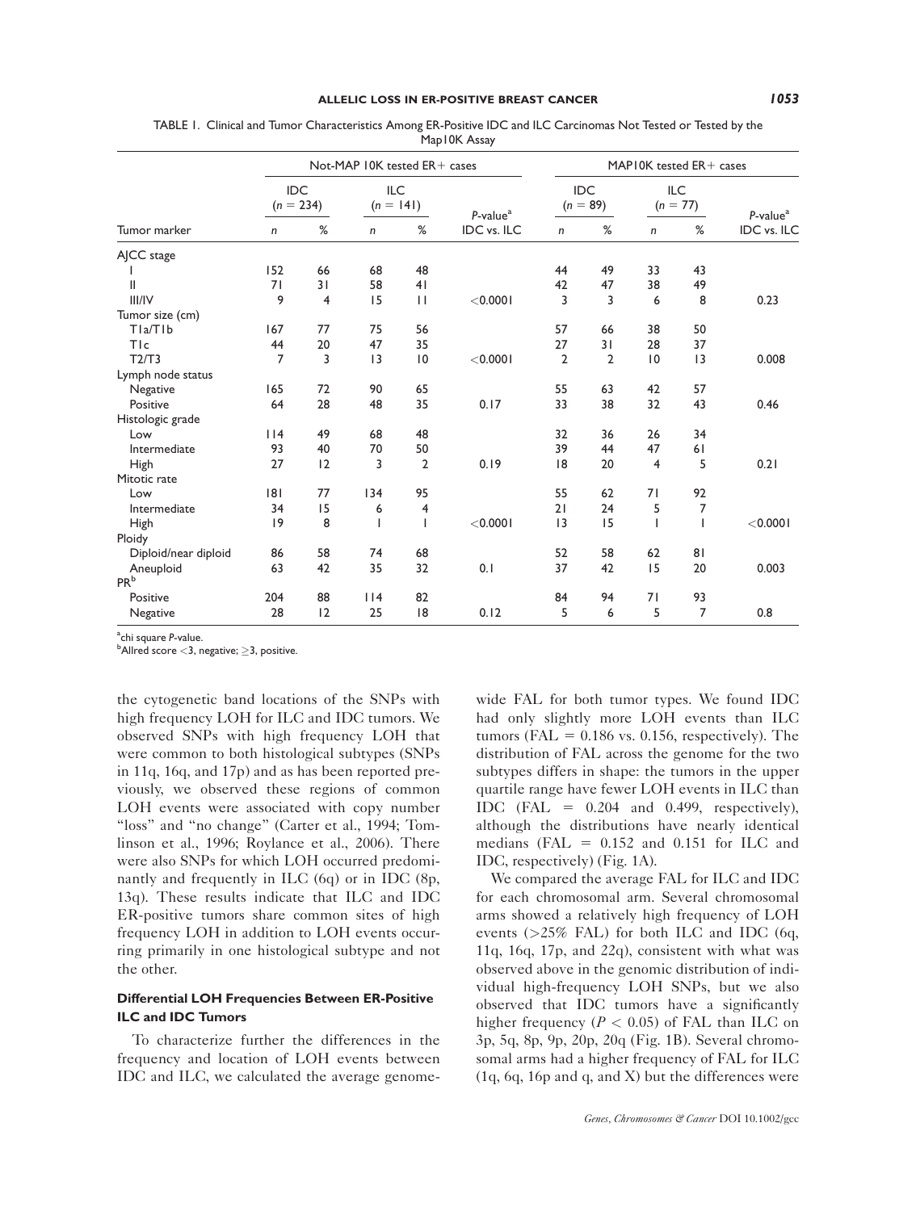TABLE 1. Clinical and Tumor Characteristics Among ER-Positive IDC and ILC Carcinomas Not Tested or Tested by the Map10K Assay

| | Not-MAP 10K tested ER+ cases | | | | | MAP10K tested ER+ cases | | | | |
|---|---|---|---|---|---|---|---|---|---|---|
| | IDC ($n$ = 234) | | ILC ($n$ = 141) | | $P$-value[a] | IDC ($n$ = 89) | | ILC ($n$ = 77) | | $P$-value[a] |
| Tumor marker | $n$ | % | $n$ | % | IDC vs. ILC | $n$ | % | $n$ | % | IDC vs. ILC |
| AJCC stage | | | | | | | | | | |
| I | 152 | 66 | 68 | 48 | | 44 | 49 | 33 | 43 | |
| II | 71 | 31 | 58 | 41 | | 42 | 47 | 38 | 49 | |
| III/IV | 9 | 4 | 15 | 11 | <0.0001 | 3 | 3 | 6 | 8 | 0.23 |
| Tumor size (cm) | | | | | | | | | | |
| T1a/T1b | 167 | 77 | 75 | 56 | | 57 | 66 | 38 | 50 | |
| T1c | 44 | 20 | 47 | 35 | | 27 | 31 | 28 | 37 | |
| T2/T3 | 7 | 3 | 13 | 10 | <0.0001 | 2 | 2 | 10 | 13 | 0.008 |
| Lymph node status | | | | | | | | | | |
| Negative | 165 | 72 | 90 | 65 | | 55 | 63 | 42 | 57 | |
| Positive | 64 | 28 | 48 | 35 | 0.17 | 33 | 38 | 32 | 43 | 0.46 |
| Histologic grade | | | | | | | | | | |
| Low | 114 | 49 | 68 | 48 | | 32 | 36 | 26 | 34 | |
| Intermediate | 93 | 40 | 70 | 50 | | 39 | 44 | 47 | 61 | |
| High | 27 | 12 | 3 | 2 | 0.19 | 18 | 20 | 4 | 5 | 0.21 |
| Mitotic rate | | | | | | | | | | |
| Low | 181 | 77 | 134 | 95 | | 55 | 62 | 71 | 92 | |
| Intermediate | 34 | 15 | 6 | 4 | | 21 | 24 | 5 | 7 | |
| High | 19 | 8 | 1 | 1 | <0.0001 | 13 | 15 | 1 | 1 | <0.0001 |
| Ploidy | | | | | | | | | | |
| Diploid/near diploid | 86 | 58 | 74 | 68 | | 52 | 58 | 62 | 81 | |
| Aneuploid | 63 | 42 | 35 | 32 | 0.1 | 37 | 42 | 15 | 20 | 0.003 |
| PR[b] | | | | | | | | | | |
| Positive | 204 | 88 | 114 | 82 | | 84 | 94 | 71 | 93 | |
| Negative | 28 | 12 | 25 | 18 | 0.12 | 5 | 6 | 5 | 7 | 0.8 |

[a]chi square $P$-value.
[b]Allred score <3, negative; ≥3, positive.

the cytogenetic band locations of the SNPs with high frequency LOH for ILC and IDC tumors. We observed SNPs with high frequency LOH that were common to both histological subtypes (SNPs in 11q, 16q, and 17p) and as has been reported previously, we observed these regions of common LOH events were associated with copy number "loss" and "no change" (Carter et al., 1994; Tomlinson et al., 1996; Roylance et al., 2006). There were also SNPs for which LOH occurred predominantly and frequently in ILC (6q) or in IDC (8p, 13q). These results indicate that ILC and IDC ER-positive tumors share common sites of high frequency LOH in addition to LOH events occurring primarily in one histological subtype and not the other.

### Differential LOH Frequencies Between ER-Positive ILC and IDC Tumors

To characterize further the differences in the frequency and location of LOH events between IDC and ILC, we calculated the average genome-wide FAL for both tumor types. We found IDC had only slightly more LOH events than ILC tumors (FAL = 0.186 vs. 0.156, respectively). The distribution of FAL across the genome for the two subtypes differs in shape: the tumors in the upper quartile range have fewer LOH events in ILC than IDC (FAL = 0.204 and 0.499, respectively), although the distributions have nearly identical medians (FAL = 0.152 and 0.151 for ILC and IDC, respectively) (Fig. 1A).

We compared the average FAL for ILC and IDC for each chromosomal arm. Several chromosomal arms showed a relatively high frequency of LOH events (>25% FAL) for both ILC and IDC (6q, 11q, 16q, 17p, and 22q), consistent with what was observed above in the genomic distribution of individual high-frequency LOH SNPs, but we also observed that IDC tumors have a significantly higher frequency ($P < 0.05$) of FAL than ILC on 3p, 5q, 8p, 9p, 20p, 20q (Fig. 1B). Several chromosomal arms had a higher frequency of FAL for ILC (1q, 6q, 16p and q, and X) but the differences were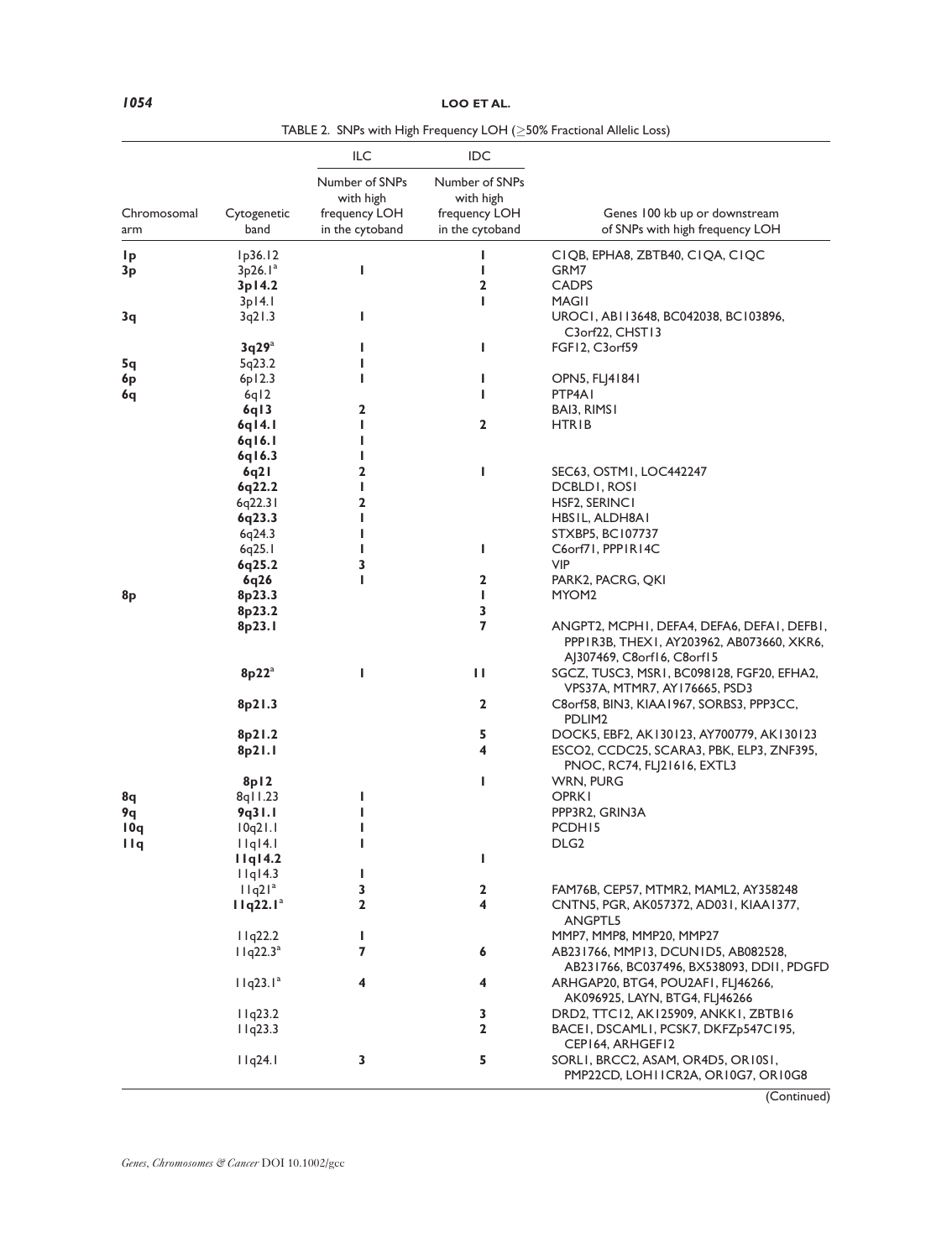TABLE 2. SNPs with High Frequency LOH (≥50% Fractional Allelic Loss)

| Chromosomal arm | Cytogenetic band | ILC Number of SNPs with high frequency LOH in the cytoband | IDC Number of SNPs with high frequency LOH in the cytoband | Genes 100 kb up or downstream of SNPs with high frequency LOH |
|---|---|---|---|---|
| **1p** | 1p36.12 | | 1 | C1QB, EPHA8, ZBTB40, C1QA, C1QC |
| **3p** | 3p26.1[a] | 1 | 1 | GRM7 |
| | **3p14.2** | | 2 | CADPS |
| | 3p14.1 | | 1 | MAGI1 |
| **3q** | 3q21.3 | 1 | | UROC1, AB113648, BC042038, BC103896, C3orf22, CHST13 |
| | **3q29**[a] | 1 | 1 | FGF12, C3orf59 |
| **5q** | 5q23.2 | 1 | | |
| **6p** | 6p12.3 | 1 | 1 | OPN5, FLJ41841 |
| **6q** | 6q12 | | 1 | PTP4A1 |
| | **6q13** | 2 | | BAI3, RIMS1 |
| | **6q14.1** | 1 | 2 | HTR1B |
| | **6q16.1** | 1 | | |
| | **6q16.3** | 1 | | |
| | **6q21** | 2 | 1 | SEC63, OSTM1, LOC442247 |
| | **6q22.2** | 1 | | DCBLD1, ROS1 |
| | 6q22.31 | 2 | | HSF2, SERINC1 |
| | **6q23.3** | 1 | | HBS1L, ALDH8A1 |
| | 6q24.3 | 1 | | STXBP5, BC107737 |
| | 6q25.1 | 1 | 1 | C6orf71, PPP1R14C |
| | **6q25.2** | 3 | | VIP |
| | **6q26** | 1 | 2 | PARK2, PACRG, QKI |
| **8p** | **8p23.3** | | 1 | MYOM2 |
| | **8p23.2** | | 3 | |
| | **8p23.1** | | 7 | ANGPT2, MCPH1, DEFA4, DEFA6, DEFA1, DEFB1, PPP1R3B, THEX1, AY203962, AB073660, XKR6, AJ307469, C8orf16, C8orf15 |
| | **8p22**[a] | 1 | 11 | SGCZ, TUSC3, MSR1, BC098128, FGF20, EFHA2, VPS37A, MTMR7, AY176665, PSD3 |
| | **8p21.3** | | 2 | C8orf58, BIN3, KIAA1967, SORBS3, PPP3CC, PDLIM2 |
| | **8p21.2** | | 5 | DOCK5, EBF2, AK130123, AY700779, AK130123 |
| | **8p21.1** | | 4 | ESCO2, CCDC25, SCARA3, PBK, ELP3, ZNF395, PNOC, RC74, FLJ21616, EXTL3 |
| | **8p12** | | 1 | WRN, PURG |
| **8q** | 8q11.23 | 1 | | OPRK1 |
| **9q** | **9q31.1** | 1 | | PPP3R2, GRIN3A |
| **10q** | 10q21.1 | 1 | | PCDH15 |
| **11q** | 11q14.1 | 1 | | DLG2 |
| | **11q14.2** | | 1 | |
| | 11q14.3 | 1 | | |
| | 11q21[a] | 3 | 2 | FAM76B, CEP57, MTMR2, MAML2, AY358248 |
| | **11q22.1**[a] | 2 | 4 | CNTN5, PGR, AK057372, AD031, KIAA1377, ANGPTL5 |
| | 11q22.2 | 1 | | MMP7, MMP8, MMP20, MMP27 |
| | 11q22.3[a] | 7 | 6 | AB231766, MMP13, DCUN1D5, AB082528, AB231766, BC037496, BX538093, DDI1, PDGFD |
| | 11q23.1[a] | 4 | 4 | ARHGAP20, BTG4, POU2AF1, FLJ46266, AK096925, LAYN, BTG4, FLJ46266 |
| | 11q23.2 | | 3 | DRD2, TTC12, AK125909, ANKK1, ZBTB16 |
| | 11q23.3 | | 2 | BACE1, DSCAML1, PCSK7, DKFZp547C195, CEP164, ARHGEF12 |
| | 11q24.1 | 3 | 5 | SORL1, BRCC2, ASAM, OR4D5, OR10S1, PMP22CD, LOH11CR2A, OR10G7, OR10G8 |

(Continued)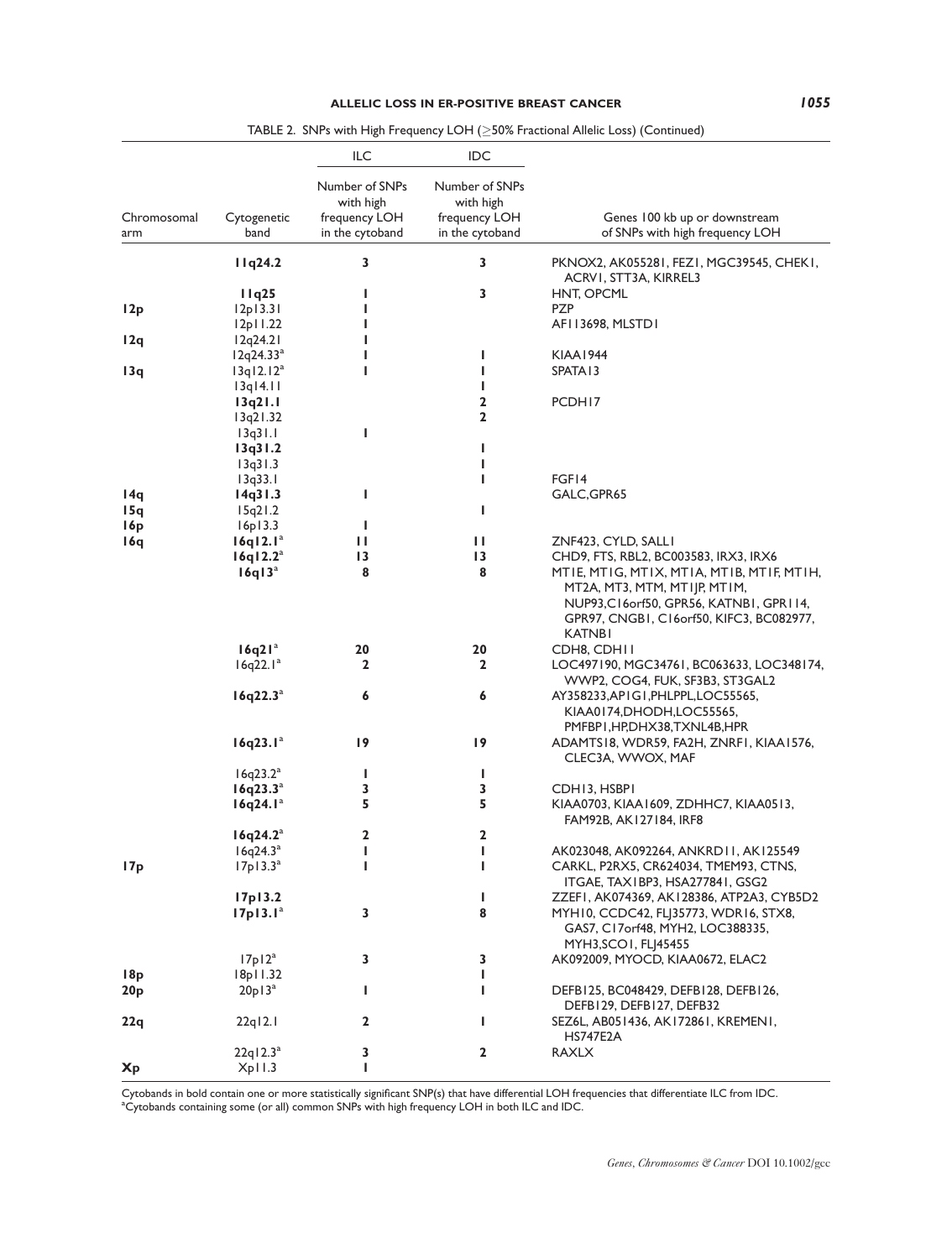TABLE 2. SNPs with High Frequency LOH (≥50% Fractional Allelic Loss) (Continued)

| Chromosomal arm | Cytogenetic band | ILC Number of SNPs with high frequency LOH in the cytoband | IDC Number of SNPs with high frequency LOH in the cytoband | Genes 100 kb up or downstream of SNPs with high frequency LOH |
|---|---|---|---|---|
| | **11q24.2** | 3 | 3 | PKNOX2, AK055281, FEZ1, MGC39545, CHEK1, ACRV1, STT3A, KIRREL3 |
| | **11q25** | 1 | 3 | HNT, OPCML |
| **12p** | 12p13.31 | 1 | | PZP |
| | 12p11.22 | 1 | | AF113698, MLSTD1 |
| **12q** | 12q24.21 | 1 | | |
| | 12q24.33[a] | 1 | 1 | KIAA1944 |
| **13q** | 13q12.12[a] | 1 | 1 | SPATA13 |
| | 13q14.11 | | 1 | |
| | **13q21.1** | | 2 | PCDH17 |
| | 13q21.32 | | 2 | |
| | 13q31.1 | 1 | | |
| | **13q31.2** | | 1 | |
| | 13q31.3 | | 1 | |
| | 13q33.1 | | 1 | FGF14 |
| **14q** | **14q31.3** | 1 | | GALC,GPR65 |
| **15q** | 15q21.2 | | 1 | |
| **16p** | 16p13.3 | 1 | | |
| **16q** | **16q12.1**[a] | 11 | 11 | ZNF423, CYLD, SALL1 |
| | **16q12.2**[a] | 13 | 13 | CHD9, FTS, RBL2, BC003583, IRX3, IRX6 |
| | **16q13**[a] | 8 | 8 | MT1E, MT1G, MT1X, MT1A, MT1B, MT1F, MT1H, MT2A, MT3, MTM, MT1JP, MT1M, NUP93,C16orf50, GPR56, KATNB1, GPR114, GPR97, CNGB1, C16orf50, KIFC3, BC082977, KATNB1 |
| | **16q21**[a] | 20 | 20 | CDH8, CDH11 |
| | 16q22.1[a] | 2 | 2 | LOC497190, MGC34761, BC063633, LOC348174, WWP2, COG4, FUK, SF3B3, ST3GAL2 |
| | **16q22.3**[a] | 6 | 6 | AY358233,AP1G1,PHLPPL,LOC55565, KIAA0174,DHODH,LOC55565, PMFBP1,HP,DHX38,TXNL4B,HPR |
| | **16q23.1**[a] | 19 | 19 | ADAMTS18, WDR59, FA2H, ZNRF1, KIAA1576, CLEC3A, WWOX, MAF |
| | 16q23.2[a] | 1 | 1 | |
| | **16q23.3**[a] | 3 | 3 | CDH13, HSBP1 |
| | **16q24.1**[a] | 5 | 5 | KIAA0703, KIAA1609, ZDHHC7, KIAA0513, FAM92B, AK127184, IRF8 |
| | **16q24.2**[a] | 2 | 2 | |
| | 16q24.3[a] | 1 | 1 | AK023048, AK092264, ANKRD11, AK125549 |
| **17p** | 17p13.3[a] | 1 | 1 | CARKL, P2RX5, CR624034, TMEM93, CTNS, ITGAE, TAX1BP3, HSA277841, GSG2 |
| | **17p13.2** | | 1 | ZZEF1, AK074369, AK128386, ATP2A3, CYB5D2 |
| | **17p13.1**[a] | 3 | 8 | MYH10, CCDC42, FLJ35773, WDR16, STX8, GAS7, C17orf48, MYH2, LOC388335, MYH3,SCO1, FLJ45455 |
| | 17p12[a] | 3 | 3 | AK092009, MYOCD, KIAA0672, ELAC2 |
| **18p** | 18p11.32 | | 1 | |
| **20p** | 20p13[a] | 1 | 1 | DEFB125, BC048429, DEFB128, DEFB126, DEFB129, DEFB127, DEFB32 |
| **22q** | 22q12.1 | 2 | 1 | SEZ6L, AB051436, AK172861, KREMEN1, HS747E2A |
| | 22q12.3[a] | 3 | 2 | RAXLX |
| **Xp** | Xp11.3 | 1 | | |

Cytobands in bold contain one or more statistically significant SNP(s) that have differential LOH frequencies that differentiate ILC from IDC.
[a]Cytobands containing some (or all) common SNPs with high frequency LOH in both ILC and IDC.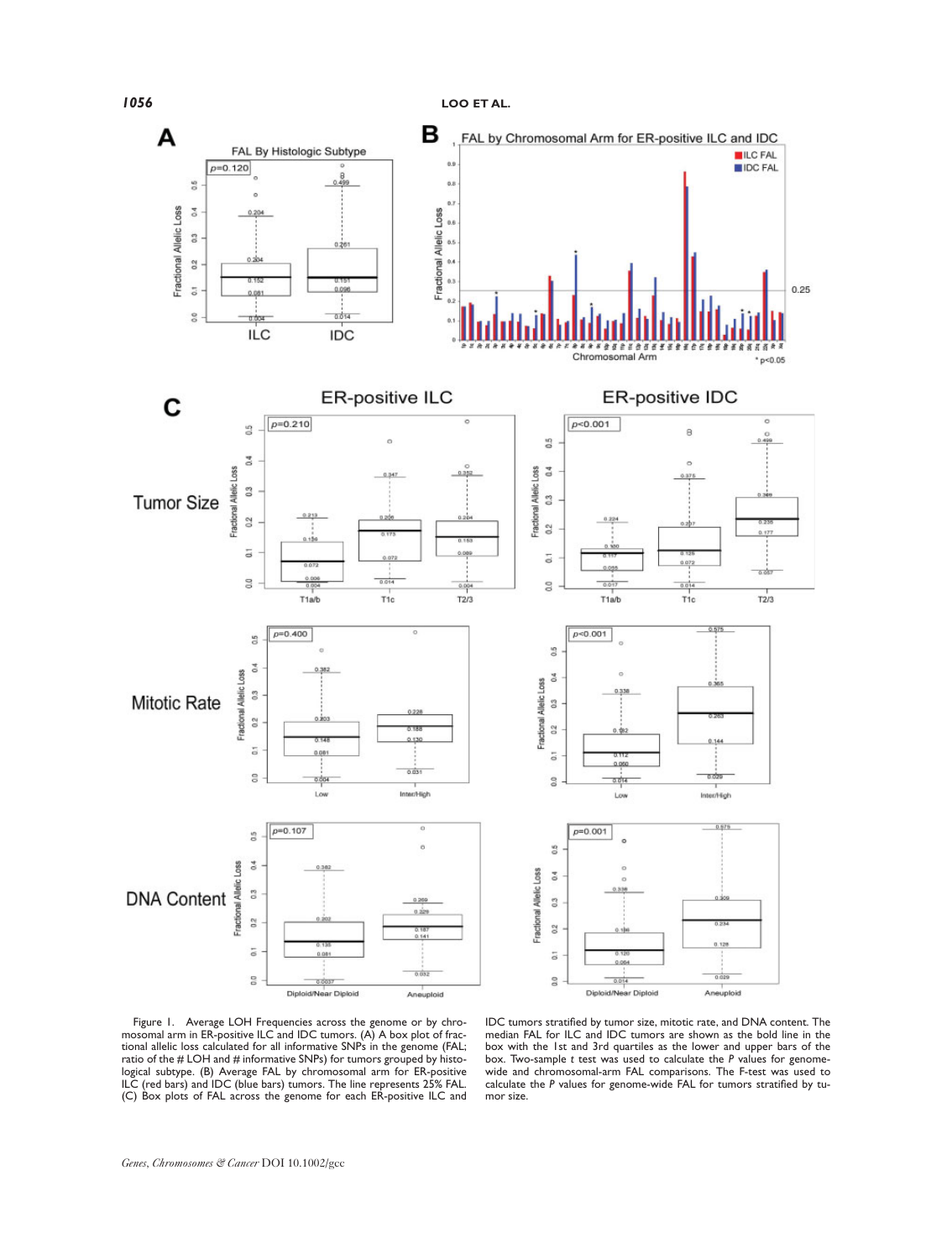Figure 1. Average LOH Frequencies across the genome or by chromosomal arm in ER-positive ILC and IDC tumors. (A) A box plot of fractional allelic loss calculated for all informative SNPs in the genome (FAL; ratio of the # LOH and # informative SNPs) for tumors grouped by histological subtype. (B) Average FAL by chromosomal arm for ER-positive ILC (red bars) and IDC (blue bars) tumors. The line represents 25% FAL. (C) Box plots of FAL across the genome for each ER-positive ILC and IDC tumors stratified by tumor size, mitotic rate, and DNA content. The median FAL for ILC and IDC tumors are shown as the bold line in the box with the 1st and 3rd quartiles as the lower and upper bars of the box. Two-sample *t* test was used to calculate the *P* values for genome-wide and chromosomal-arm FAL comparisons. The F-test was used to calculate the *P* values for genome-wide FAL for tumors stratified by tumor size.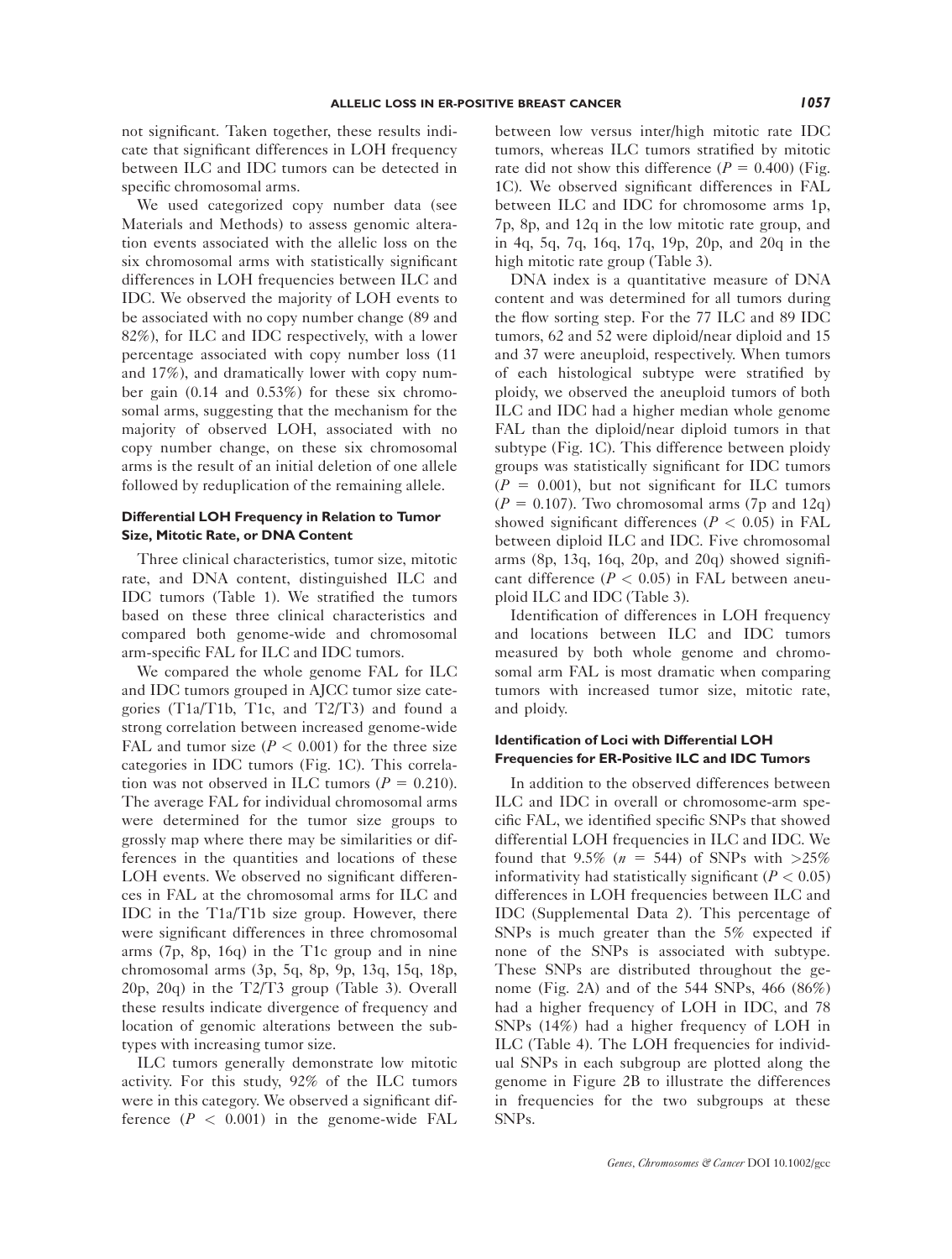not significant. Taken together, these results indicate that significant differences in LOH frequency between ILC and IDC tumors can be detected in specific chromosomal arms.

We used categorized copy number data (see Materials and Methods) to assess genomic alteration events associated with the allelic loss on the six chromosomal arms with statistically significant differences in LOH frequencies between ILC and IDC. We observed the majority of LOH events to be associated with no copy number change (89 and 82%), for ILC and IDC respectively, with a lower percentage associated with copy number loss (11 and 17%), and dramatically lower with copy number gain (0.14 and 0.53%) for these six chromosomal arms, suggesting that the mechanism for the majority of observed LOH, associated with no copy number change, on these six chromosomal arms is the result of an initial deletion of one allele followed by reduplication of the remaining allele.

### Differential LOH Frequency in Relation to Tumor Size, Mitotic Rate, or DNA Content

Three clinical characteristics, tumor size, mitotic rate, and DNA content, distinguished ILC and IDC tumors (Table 1). We stratified the tumors based on these three clinical characteristics and compared both genome-wide and chromosomal arm-specific FAL for ILC and IDC tumors.

We compared the whole genome FAL for ILC and IDC tumors grouped in AJCC tumor size categories (T1a/T1b, T1c, and T2/T3) and found a strong correlation between increased genome-wide FAL and tumor size ($P < 0.001$) for the three size categories in IDC tumors (Fig. 1C). This correlation was not observed in ILC tumors ($P = 0.210$). The average FAL for individual chromosomal arms were determined for the tumor size groups to grossly map where there may be similarities or differences in the quantities and locations of these LOH events. We observed no significant differences in FAL at the chromosomal arms for ILC and IDC in the T1a/T1b size group. However, there were significant differences in three chromosomal arms (7p, 8p, 16q) in the T1c group and in nine chromosomal arms (3p, 5q, 8p, 9p, 13q, 15q, 18p, 20p, 20q) in the T2/T3 group (Table 3). Overall these results indicate divergence of frequency and location of genomic alterations between the subtypes with increasing tumor size.

ILC tumors generally demonstrate low mitotic activity. For this study, 92% of the ILC tumors were in this category. We observed a significant difference ($P < 0.001$) in the genome-wide FAL between low versus inter/high mitotic rate IDC tumors, whereas ILC tumors stratified by mitotic rate did not show this difference ($P = 0.400$) (Fig. 1C). We observed significant differences in FAL between ILC and IDC for chromosome arms 1p, 7p, 8p, and 12q in the low mitotic rate group, and in 4q, 5q, 7q, 16q, 17q, 19p, 20p, and 20q in the high mitotic rate group (Table 3).

DNA index is a quantitative measure of DNA content and was determined for all tumors during the flow sorting step. For the 77 ILC and 89 IDC tumors, 62 and 52 were diploid/near diploid and 15 and 37 were aneuploid, respectively. When tumors of each histological subtype were stratified by ploidy, we observed the aneuploid tumors of both ILC and IDC had a higher median whole genome FAL than the diploid/near diploid tumors in that subtype (Fig. 1C). This difference between ploidy groups was statistically significant for IDC tumors ($P = 0.001$), but not significant for ILC tumors ($P = 0.107$). Two chromosomal arms (7p and 12q) showed significant differences ($P < 0.05$) in FAL between diploid ILC and IDC. Five chromosomal arms (8p, 13q, 16q, 20p, and 20q) showed significant difference ($P < 0.05$) in FAL between aneuploid ILC and IDC (Table 3).

Identification of differences in LOH frequency and locations between ILC and IDC tumors measured by both whole genome and chromosomal arm FAL is most dramatic when comparing tumors with increased tumor size, mitotic rate, and ploidy.

### Identification of Loci with Differential LOH Frequencies for ER-Positive ILC and IDC Tumors

In addition to the observed differences between ILC and IDC in overall or chromosome-arm specific FAL, we identified specific SNPs that showed differential LOH frequencies in ILC and IDC. We found that 9.5% ($n = 544$) of SNPs with >25% informativity had statistically significant ($P < 0.05$) differences in LOH frequencies between ILC and IDC (Supplemental Data 2). This percentage of SNPs is much greater than the 5% expected if none of the SNPs is associated with subtype. These SNPs are distributed throughout the genome (Fig. 2A) and of the 544 SNPs, 466 (86%) had a higher frequency of LOH in IDC, and 78 SNPs (14%) had a higher frequency of LOH in ILC (Table 4). The LOH frequencies for individual SNPs in each subgroup are plotted along the genome in Figure 2B to illustrate the differences in frequencies for the two subgroups at these SNPs.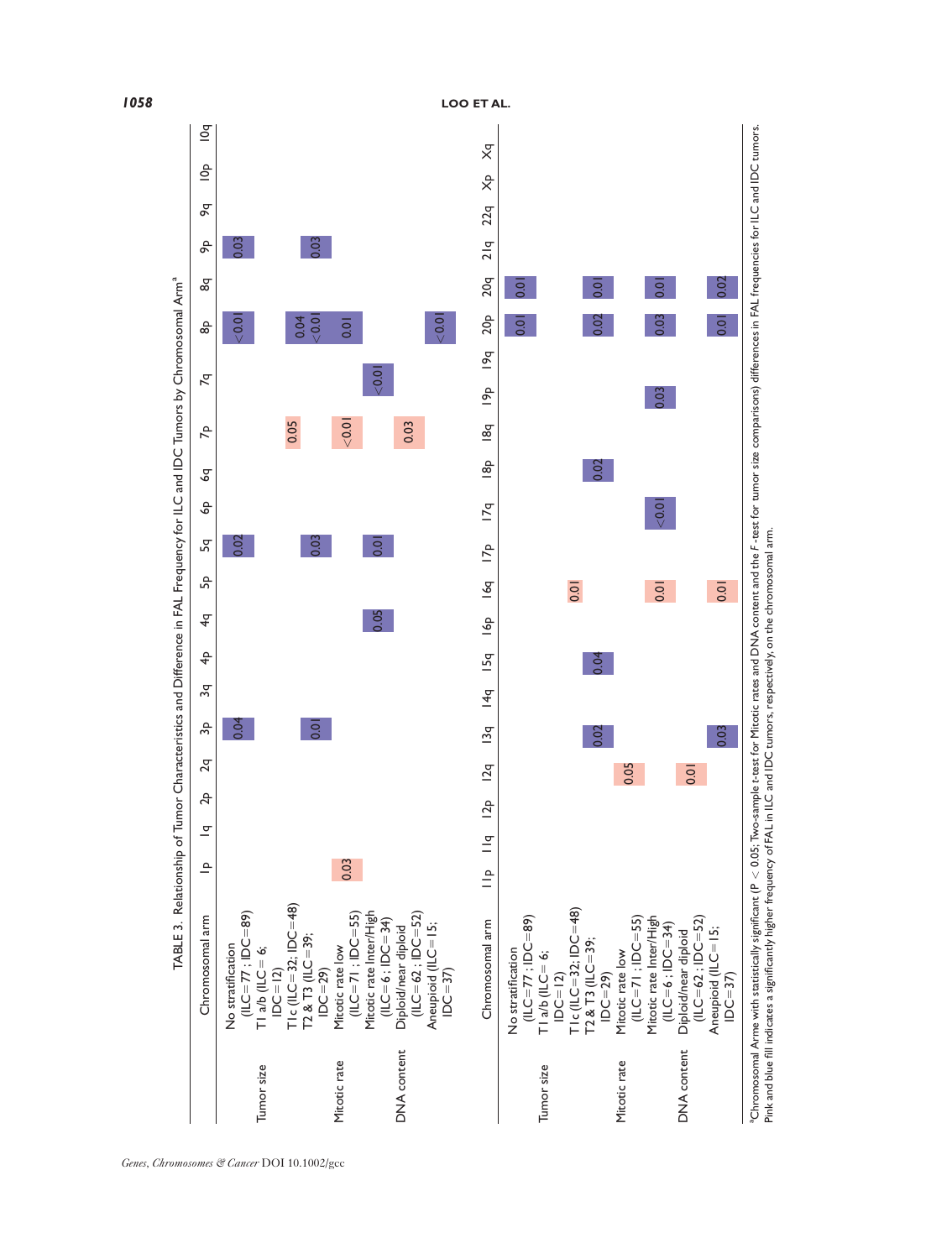TABLE 3. Relationship of Tumor Characteristics and Difference in FAL Frequency for ILC and IDC Tumors by Chromosomal Arm[a]

Cell shading is indicated in parentheses: (pink) = significantly higher FAL frequency in ILC tumors; (blue) = significantly higher FAL frequency in IDC tumors.

| | Chromosomal arm | 1p | 1q | 2p | 2q | 3p | 3q | 4p | 4q | 5p | 5q | 6p | 6q | 7p | 7q | 8p | 8q | 9p | 9q | 10p | 10q |
|---|---|---|---|---|---|---|---|---|---|---|---|---|---|---|---|---|---|---|---|---|---|
| | No stratification (ILC=77 ; IDC=89) | | | | | 0.04 (blue) | | | | | 0.02 (blue) | | | | | <0.01 (blue) | | 0.03 (blue) | | | |
| Tumor size | T1 a/b (ILC = 6; IDC=12) | | | | | | | | | | | | | | | | | | | | |
| | T1c (ILC=32; IDC=48) | | | | | | | | | | | | | 0.05 (pink) | | 0.04 (blue) | | | | | |
| | T2 & T3 (ILC=39; IDC=29) | | | | | 0.01 (blue) | | | | | 0.03 (blue) | | | | | <0.01 (blue) | | 0.03 (blue) | | | |
| Mitotic rate | Mitotic rate low (ILC=71 ; IDC=55) | 0.03 (pink) | | | | | | | | | | | | <0.01 (pink) | | 0.01 (blue) | | | | | |
| | Mitotic rate Inter/High (ILC=6 ; IDC=34) | | | | | | | | 0.05 (blue) | | 0.01 (blue) | | | | <0.01 (blue) | | | | | | |
| DNA content | Diploid/near diploid (ILC=62 ; IDC=52) | | | | | | | | | | | | | 0.03 (pink) | | | | | | | |
| | Aneuploid (ILC=15; IDC=37) | | | | | | | | | | | | | | | <0.01 (blue) | | | | | |

| | Chromosomal arm | 11p | 11q | 12p | 12q | 13q | 14q | 15q | 16p | 16q | 17p | 17q | 18p | 18q | 19p | 19q | 20p | 20q | 21q | 22q | Xp | Xq |
|---|---|---|---|---|---|---|---|---|---|---|---|---|---|---|---|---|---|---|---|---|---|---|
| | No stratification (ILC=77 ; IDC=89) | | | | | | | | | | | | | | | | 0.01 (blue) | 0.01 (blue) | | | | |
| Tumor size | T1 a/b (ILC = 6; IDC=12) | | | | | | | | | | | | | | | | | | | | | |
| | T1c (ILC=32; IDC=48) | | | | | | | | | 0.01 (pink) | | | | | | | | | | | | |
| | T2 & T3 (ILC=39; IDC=29) | | | | | 0.02 (blue) | | 0.04 (blue) | | | | | 0.02 (blue) | | | | 0.02 (blue) | 0.01 (blue) | | | | |
| Mitotic rate | Mitotic rate low (ILC=71 ; IDC=55) | | | | 0.05 (pink) | | | | | | | | | | | | | | | | | |
| | Mitotic rate Inter/High (ILC=6 ; IDC=34) | | | | | | | | | 0.01 (pink) | | <0.01 (blue) | | | 0.03 (blue) | | 0.03 (blue) | 0.01 (blue) | | | | |
| DNA content | Diploid/near diploid (ILC=62 ; IDC=52) | | | | 0.01 (pink) | | | | | | | | | | | | | | | | | |
| | Aneuploid (ILC=15; IDC=37) | | | | | 0.03 (blue) | | | | 0.01 (pink) | | | | | | | 0.01 (blue) | 0.02 (blue) | | | | |

[a]Chromosomal Arms with statistically significant ($P < 0.05$; Two-sample $t$-test for Mitotic rates and DNA content and the $F$-test for tumor size comparisons) differences in FAL frequencies for ILC and IDC tumors. Pink and blue fill indicates a significantly higher frequency of FAL in ILC and IDC tumors, respectively, on the chromosomal arm.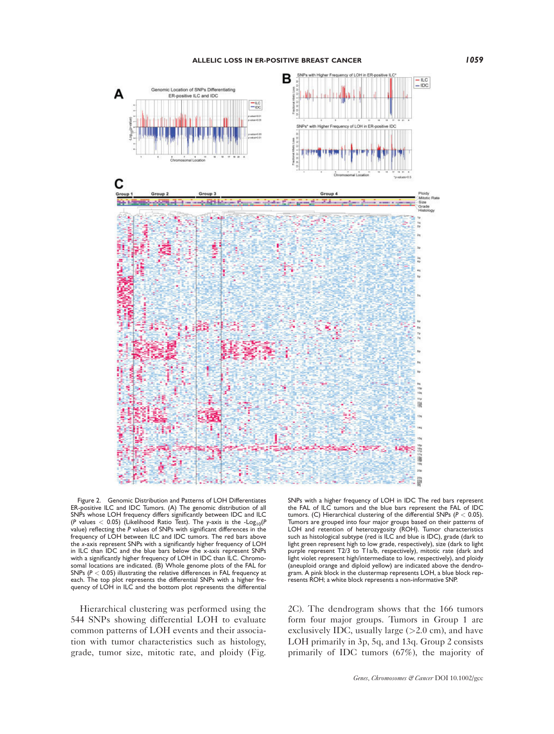Figure 2. Genomic Distribution and Patterns of LOH Differentiates ER-positive ILC and IDC Tumors. (A) The genomic distribution of all SNPs whose LOH frequency differs significantly between IDC and ILC ($P$ values $< 0.05$) (Likelihood Ratio Test). The y-axis is the $-\text{Log}_{10}$($P$ value) reflecting the $P$ values of SNPs with significant differences in the frequency of LOH between ILC and IDC tumors. The red bars above the x-axis represent SNPs with a significantly higher frequency of LOH in ILC than IDC and the blue bars below the x-axis represent SNPs with a significantly higher frequency of LOH in IDC than ILC. Chromosomal locations are indicated. (B) Whole genome plots of the FAL for SNPs ($P < 0.05$) illustrating the relative differences in FAL frequency at each. The top plot represents the differential SNPs with a higher frequency of LOH in ILC and the bottom plot represents the differential SNPs with a higher frequency of LOH in IDC The red bars represent the FAL of ILC tumors and the blue bars represent the FAL of IDC tumors. (C) Hierarchical clustering of the differential SNPs ($P < 0.05$). Tumors are grouped into four major groups based on their patterns of LOH and retention of heterozygosity (ROH). Tumor characteristics such as histological subtype (red is ILC and blue is IDC), grade (dark to light green represent high to low grade, respectively), size (dark to light purple represent T2/3 to T1a/b, respectively), mitotic rate (dark and light violet represent high/intermediate to low, respectively), and ploidy (aneuploid orange and diploid yellow) are indicated above the dendrogram. A pink block in the clustermap represents LOH, a blue block represents ROH; a white block represents a non-informative SNP.

Hierarchical clustering was performed using the 544 SNPs showing differential LOH to evaluate common patterns of LOH events and their association with tumor characteristics such as histology, grade, tumor size, mitotic rate, and ploidy (Fig. 2C). The dendrogram shows that the 166 tumors form four major groups. Tumors in Group 1 are exclusively IDC, usually large (>2.0 cm), and have LOH primarily in 3p, 5q, and 13q. Group 2 consists primarily of IDC tumors (67%), the majority of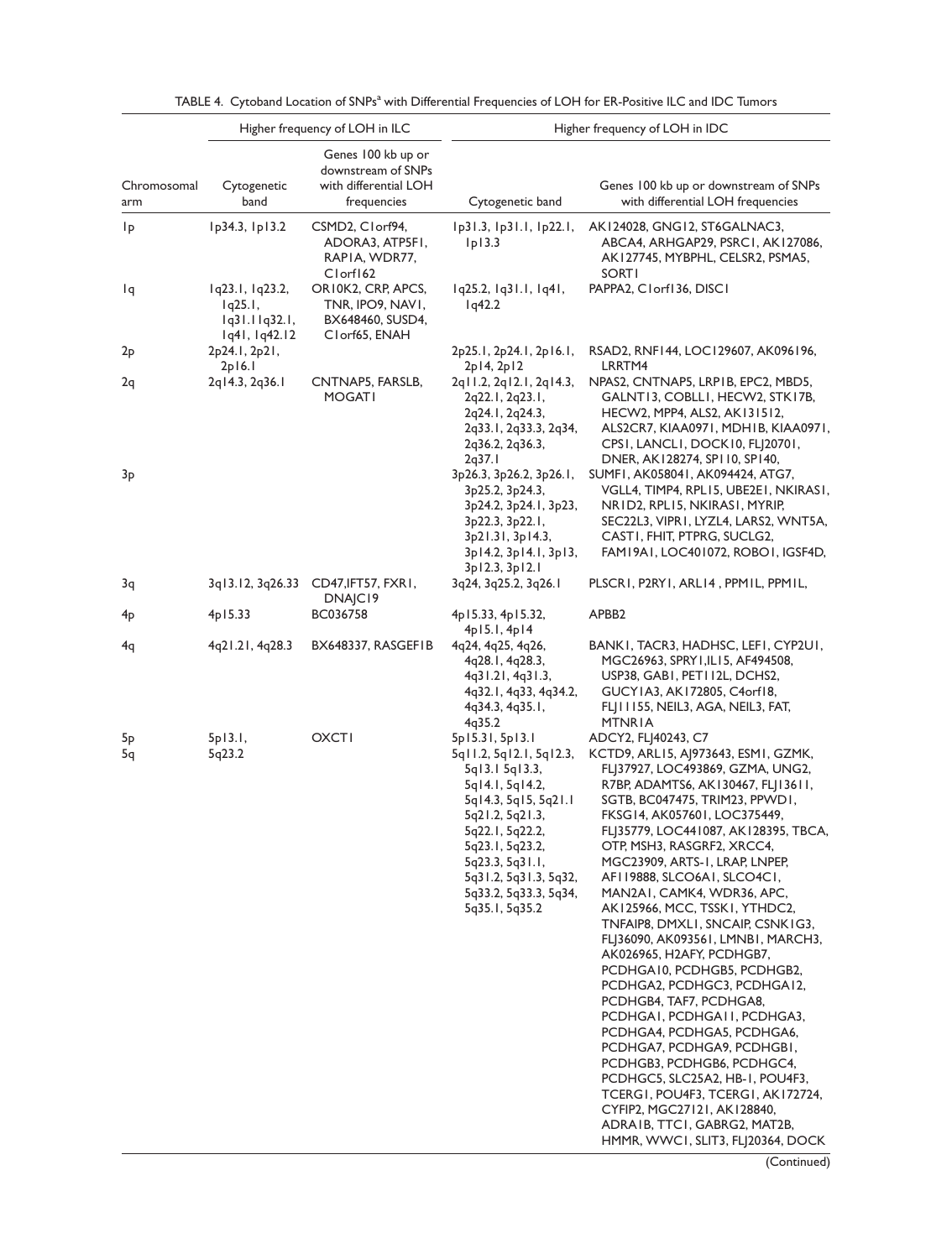TABLE 4. Cytoband Location of SNPs[a] with Differential Frequencies of LOH for ER-Positive ILC and IDC Tumors

| | Higher frequency of LOH in ILC | | Higher frequency of LOH in IDC | |
|---|---|---|---|---|
| Chromosomal arm | Cytogenetic band | Genes 100 kb up or downstream of SNPs with differential LOH frequencies | Cytogenetic band | Genes 100 kb up or downstream of SNPs with differential LOH frequencies |
| 1p | 1p34.3, 1p13.2 | CSMD2, C1orf94, ADORA3, ATP5F1, RAP1A, WDR77, C1orf162 | 1p31.3, 1p31.1, 1p22.1, 1p13.3 | AK124028, GNG12, ST6GALNAC3, ABCA4, ARHGAP29, PSRC1, AK127086, AK127745, MYBPHL, CELSR2, PSMA5, SORT1 |
| 1q | 1q23.1, 1q23.2, 1q25.1, 1q31.11q32.1, 1q41, 1q42.12 | OR10K2, CRP, APCS, TNR, IPO9, NAV1, BX648460, SUSD4, C1orf65, ENAH | 1q25.2, 1q31.1, 1q41, 1q42.2 | PAPPA2, C1orf136, DISC1 |
| 2p | 2p24.1, 2p21, 2p16.1 | | 2p25.1, 2p24.1, 2p16.1, 2p14, 2p12 | RSAD2, RNF144, LOC129607, AK096196, LRRTM4 |
| 2q | 2q14.3, 2q36.1 | CNTNAP5, FARSLB, MOGAT1 | 2q11.2, 2q12.1, 2q14.3, 2q22.1, 2q23.1, 2q24.1, 2q24.3, 2q33.1, 2q33.3, 2q34, 2q36.2, 2q36.3, 2q37.1 | NPAS2, CNTNAP5, LRP1B, EPC2, MBD5, GALNT13, COBLL1, HECW2, STK17B, HECW2, MPP4, ALS2, AK131512, ALS2CR7, KIAA0971, MDH1B, KIAA0971, CPS1, LANCL1, DOCK10, FLJ20701, DNER, AK128274, SP110, SP140, |
| 3p | | | 3p26.3, 3p26.2, 3p26.1, 3p25.2, 3p24.3, 3p24.2, 3p24.1, 3p23, 3p22.3, 3p22.1, 3p21.31, 3p14.3, 3p14.2, 3p14.1, 3p13, 3p12.3, 3p12.1 | SUMF1, AK058041, AK094424, ATG7, VGLL4, TIMP4, RPL15, UBE2E1, NKIRAS1, NR1D2, RPL15, NKIRAS1, MYRIP, SEC22L3, VIPR1, LYZL4, LARS2, WNT5A, CAST1, FHIT, PTPRG, SUCLG2, FAM19A1, LOC401072, ROBO1, IGSF4D, |
| 3q | 3q13.12, 3q26.33 | CD47,IFT57, FXR1, DNAJC19 | 3q24, 3q25.2, 3q26.1 | PLSCR1, P2RY1, ARL14 , PPM1L, PPM1L, |
| 4p | 4p15.33 | BC036758 | 4p15.33, 4p15.32, 4p15.1, 4p14 | APBB2 |
| 4q | 4q21.21, 4q28.3 | BX648337, RASGEF1B | 4q24, 4q25, 4q26, 4q28.1, 4q28.3, 4q31.21, 4q31.3, 4q32.1, 4q33, 4q34.2, 4q34.3, 4q35.1, 4q35.2 | BANK1, TACR3, HADHSC, LEF1, CYP2U1, MGC26963, SPRY1,IL15, AF494508, USP38, GAB1, PET112L, DCHS2, GUCY1A3, AK172805, C4orf18, FLJ11155, NEIL3, AGA, NEIL3, FAT, MTNR1A |
| 5p | 5p13.1, | OXCT1 | 5p15.31, 5p13.1 | ADCY2, FLJ40243, C7 |
| 5q | 5q23.2 | | 5q11.2, 5q12.1, 5q12.3, 5q13.1 5q13.3, 5q14.1, 5q14.2, 5q14.3, 5q15, 5q21.1 5q21.2, 5q21.3, 5q22.1, 5q22.2, 5q23.1, 5q23.2, 5q23.3, 5q31.1, 5q31.2, 5q31.3, 5q32, 5q33.2, 5q33.3, 5q34, 5q35.1, 5q35.2 | KCTD9, ARL15, AJ973643, ESM1, GZMK, FLJ37927, LOC493869, GZMA, UNG2, R7BP, ADAMTS6, AK130467, FLJ13611, SGTB, BC047475, TRIM23, PPWD1, FKSG14, AK057601, LOC375449, FLJ35779, LOC441087, AK128395, TBCA, OTP, MSH3, RASGRF2, XRCC4, MGC23909, ARTS-1, LRAP, LNPEP, AF119888, SLCO6A1, SLCO4C1, MAN2A1, CAMK4, WDR36, APC, AK125966, MCC, TSSK1, YTHDC2, TNFAIP8, DMXL1, SNCAIP, CSNK1G3, FLJ36090, AK093561, LMNB1, MARCH3, AK026965, H2AFY, PCDHGB7, PCDHGA10, PCDHGB5, PCDHGB2, PCDHGA2, PCDHGC3, PCDHGA12, PCDHGB4, TAF7, PCDHGA8, PCDHGA1, PCDHGA11, PCDHGA3, PCDHGA4, PCDHGA5, PCDHGA6, PCDHGA7, PCDHGA9, PCDHGB1, PCDHGB3, PCDHGB6, PCDHGC4, PCDHGC5, SLC25A2, HB-1, POU4F3, TCERG1, POU4F3, TCERG1, AK172724, CYFIP2, MGC27121, AK128840, ADRA1B, TTC1, GABRG2, MAT2B, HMMR, WWC1, SLIT3, FLJ20364, DOCK |

(Continued)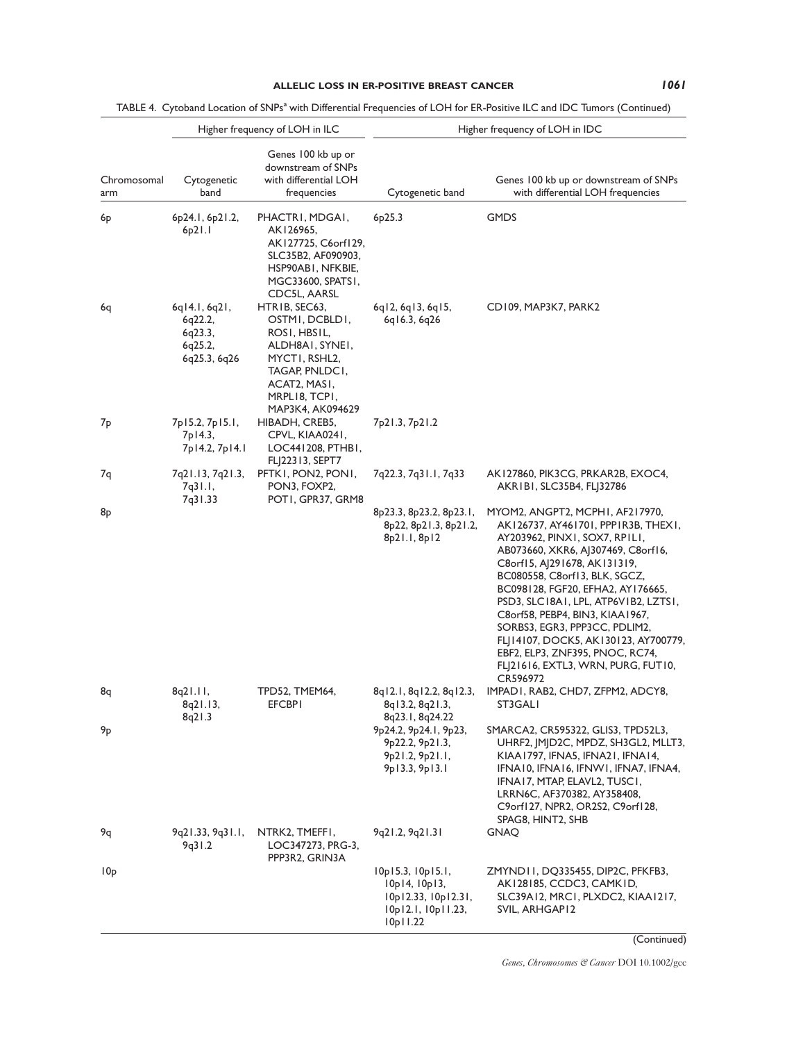TABLE 4. Cytoband Location of SNPs[a] with Differential Frequencies of LOH for ER-Positive ILC and IDC Tumors (Continued)

| | Higher frequency of LOH in ILC | | Higher frequency of LOH in IDC | |
|---|---|---|---|---|
| Chromosomal arm | Cytogenetic band | Genes 100 kb up or downstream of SNPs with differential LOH frequencies | Cytogenetic band | Genes 100 kb up or downstream of SNPs with differential LOH frequencies |
| 6p | 6p24.1, 6p21.2, 6p21.1 | PHACTR1, MDGA1, AK126965, AK127725, C6orf129, SLC35B2, AF090903, HSP90AB1, NFKBIE, MGC33600, SPATS1, CDC5L, AARSL | 6p25.3 | GMDS |
| 6q | 6q14.1, 6q21, 6q22.2, 6q23.3, 6q25.2, 6q25.3, 6q26 | HTR1B, SEC63, OSTM1, DCBLD1, ROS1, HBS1L, ALDH8A1, SYNE1, MYCT1, RSHL2, TAGAP, PNLDC1, ACAT2, MAS1, MRPL18, TCP1, MAP3K4, AK094629 | 6q12, 6q13, 6q15, 6q16.3, 6q26 | CD109, MAP3K7, PARK2 |
| 7p | 7p15.2, 7p15.1, 7p14.3, 7p14.2, 7p14.1 | HIBADH, CREB5, CPVL, KIAA0241, LOC441208, PTHB1, FLJ22313, SEPT7 | 7p21.3, 7p21.2 | |
| 7q | 7q21.13, 7q21.3, 7q31.1, 7q31.33 | PFTK1, PON2, PON1, PON3, FOXP2, POT1, GPR37, GRM8 | 7q22.3, 7q31.1, 7q33 | AK127860, PIK3CG, PRKAR2B, EXOC4, AKR1B1, SLC35B4, FLJ32786 |
| 8p | | | 8p23.3, 8p23.2, 8p23.1, 8p22, 8p21.3, 8p21.2, 8p21.1, 8p12 | MYOM2, ANGPT2, MCPH1, AF217970, AK126737, AY461701, PPP1R3B, THEX1, AY203962, PINX1, SOX7, RP1L1, AB073660, XKR6, AJ307469, C8orf16, C8orf15, AJ291678, AK131319, BC080558, C8orf13, BLK, SGCZ, BC098128, FGF20, EFHA2, AY176665, PSD3, SLC18A1, LPL, ATP6V1B2, LZTS1, C8orf58, PEBP4, BIN3, KIAA1967, SORBS3, EGR3, PPP3CC, PDLIM2, FLJ14107, DOCK5, AK130123, AY700779, EBF2, ELP3, ZNF395, PNOC, RC74, FLJ21616, EXTL3, WRN, PURG, FUT10, CR596972 |
| 8q | 8q21.11, 8q21.13, 8q21.3 | TPD52, TMEM64, EFCBP1 | 8q12.1, 8q12.2, 8q12.3, 8q13.2, 8q21.3, 8q23.1, 8q24.22 | IMPAD1, RAB2, CHD7, ZFPM2, ADCY8, ST3GAL1 |
| 9p | | | 9p24.2, 9p24.1, 9p23, 9p22.2, 9p21.3, 9p21.2, 9p21.1, 9p13.3, 9p13.1 | SMARCA2, CR595322, GLIS3, TPD52L3, UHRF2, JMJD2C, MPDZ, SH3GL2, MLLT3, KIAA1797, IFNA5, IFNA21, IFNA14, IFNA10, IFNA16, IFNW1, IFNA7, IFNA4, IFNA17, MTAP, ELAVL2, TUSC1, LRRN6C, AF370382, AY358408, C9orf127, NPR2, OR2S2, C9orf128, SPAG8, HINT2, SHB |
| 9q | 9q21.33, 9q31.1, 9q31.2 | NTRK2, TMEFF1, LOC347273, PRG-3, PPP3R2, GRIN3A | 9q21.2, 9q21.31 | GNAQ |
| 10p | | | 10p15.3, 10p15.1, 10p14, 10p13, 10p12.33, 10p12.31, 10p12.1, 10p11.23, 10p11.22 | ZMYND11, DQ335455, DIP2C, PFKFB3, AK128185, CCDC3, CAMK1D, SLC39A12, MRC1, PLXDC2, KIAA1217, SVIL, ARHGAP12 |

(Continued)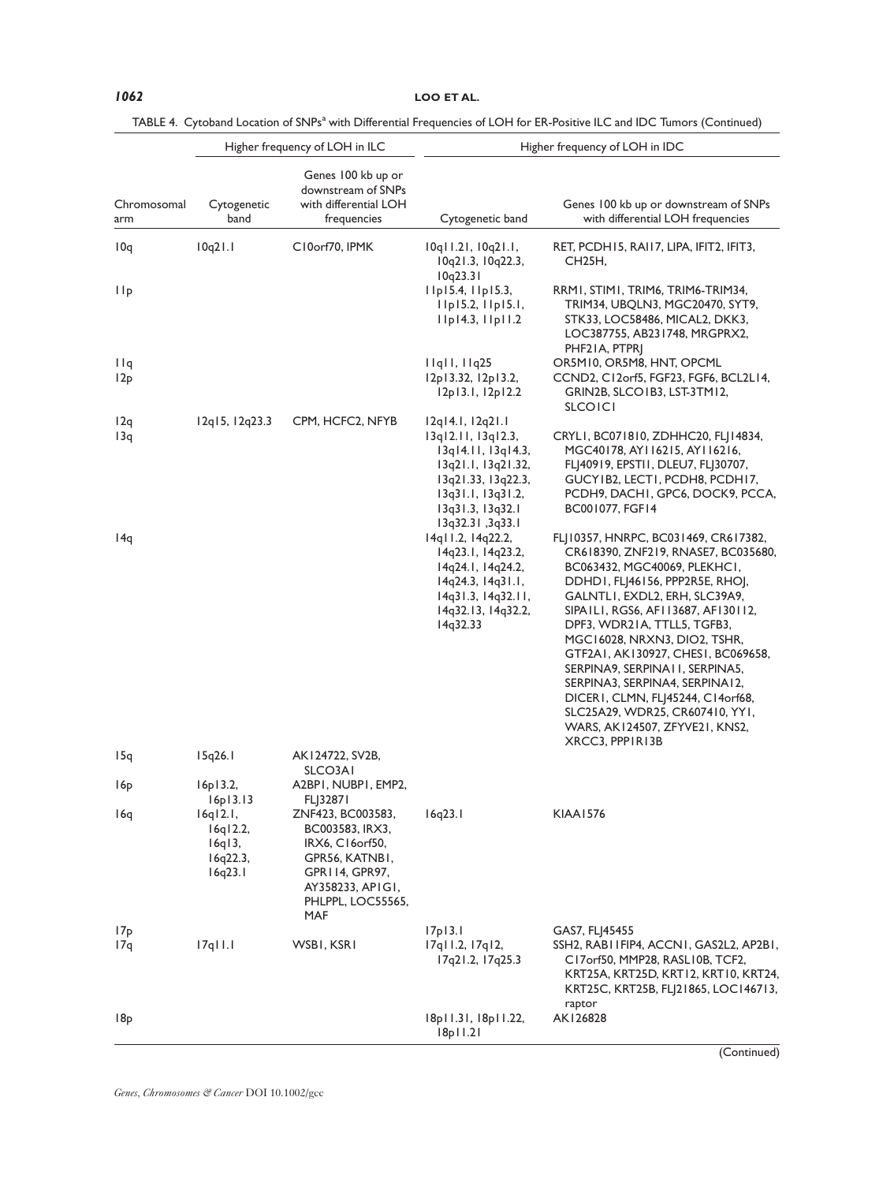TABLE 4. Cytoband Location of SNPs[a] with Differential Frequencies of LOH for ER-Positive ILC and IDC Tumors (Continued)

| | Higher frequency of LOH in ILC | | Higher frequency of LOH in IDC | |
|---|---|---|---|---|
| Chromosomal arm | Cytogenetic band | Genes 100 kb up or downstream of SNPs with differential LOH frequencies | Cytogenetic band | Genes 100 kb up or downstream of SNPs with differential LOH frequencies |
| 10q | 10q21.1 | C10orf70, IPMK | 10q11.21, 10q21.1, 10q21.3, 10q22.3, 10q23.31 | RET, PCDH15, RAI17, LIPA, IFIT2, IFIT3, CH25H, |
| 11p | | | 11p15.4, 11p15.3, 11p15.2, 11p15.1, 11p14.3, 11p11.2 | RRM1, STIM1, TRIM6, TRIM6-TRIM34, TRIM34, UBQLN3, MGC20470, SYT9, STK33, LOC58486, MICAL2, DKK3, LOC387755, AB231748, MRGPRX2, PHF21A, PTPRJ |
| 11q | | | 11q11, 11q25 | OR5M10, OR5M8, HNT, OPCML |
| 12p | | | 12p13.32, 12p13.2, 12p13.1, 12p12.2 | CCND2, C12orf5, FGF23, FGF6, BCL2L14, GRIN2B, SLCO1B3, LST-3TM12, SLCO1C1 |
| 12q | 12q15, 12q23.3 | CPM, HCFC2, NFYB | 12q14.1, 12q21.1 | |
| 13q | | | 13q12.11, 13q12.3, 13q14.11, 13q14.3, 13q21.1, 13q21.32, 13q21.33, 13q22.3, 13q31.1, 13q31.2, 13q31.3, 13q32.1 13q32.31 ,3q33.1 | CRYL1, BC071810, ZDHHC20, FLJ14834, MGC40178, AY116215, AY116216, FLJ40919, EPSTI1, DLEU7, FLJ30707, GUCY1B2, LECT1, PCDH8, PCDH17, PCDH9, DACH1, GPC6, DOCK9, PCCA, BC001077, FGF14 |
| 14q | | | 14q11.2, 14q22.2, 14q23.1, 14q23.2, 14q24.1, 14q24.2, 14q24.3, 14q31.1, 14q31.3, 14q32.11, 14q32.13, 14q32.2, 14q32.33 | FLJ10357, HNRPC, BC031469, CR617382, CR618390, ZNF219, RNASE7, BC035680, BC063432, MGC40069, PLEKHC1, DDHD1, FLJ46156, PPP2R5E, RHOJ, GALNTL1, EXDL2, ERH, SLC39A9, SIPA1L1, RGS6, AF113687, AF130112, DPF3, WDR21A, TTLL5, TGFB3, MGC16028, NRXN3, DIO2, TSHR, GTF2A1, AK130927, CHES1, BC069658, SERPINA9, SERPINA11, SERPINA5, SERPINA3, SERPINA4, SERPINA12, DICER1, CLMN, FLJ45244, C14orf68, SLC25A29, WDR25, CR607410, YY1, WARS, AK124507, ZFYVE21, KNS2, XRCC3, PPP1R13B |
| 15q | 15q26.1 | AK124722, SV2B, SLCO3A1 | | |
| 16p | 16p13.2, 16p13.13 | A2BP1, NUBP1, EMP2, FLJ32871 | | |
| 16q | 16q12.1, 16q12.2, 16q13, 16q22.3, 16q23.1 | ZNF423, BC003583, BC003583, IRX3, IRX6, C16orf50, GPR56, KATNB1, GPR114, GPR97, AY358233, AP1G1, PHLPPL, LOC55565, MAF | 16q23.1 | KIAA1576 |
| 17p | | | 17p13.1 | GAS7, FLJ45455 |
| 17q | 17q11.1 | WSB1, KSR1 | 17q11.2, 17q12, 17q21.2, 17q25.3 | SSH2, RAB11FIP4, ACCN1, GAS2L2, AP2B1, C17orf50, MMP28, RASL10B, TCF2, KRT25A, KRT25D, KRT12, KRT10, KRT24, KRT25C, KRT25B, FLJ21865, LOC146713, raptor |
| 18p | | | 18p11.31, 18p11.22, 18p11.21 | AK126828 |

(Continued)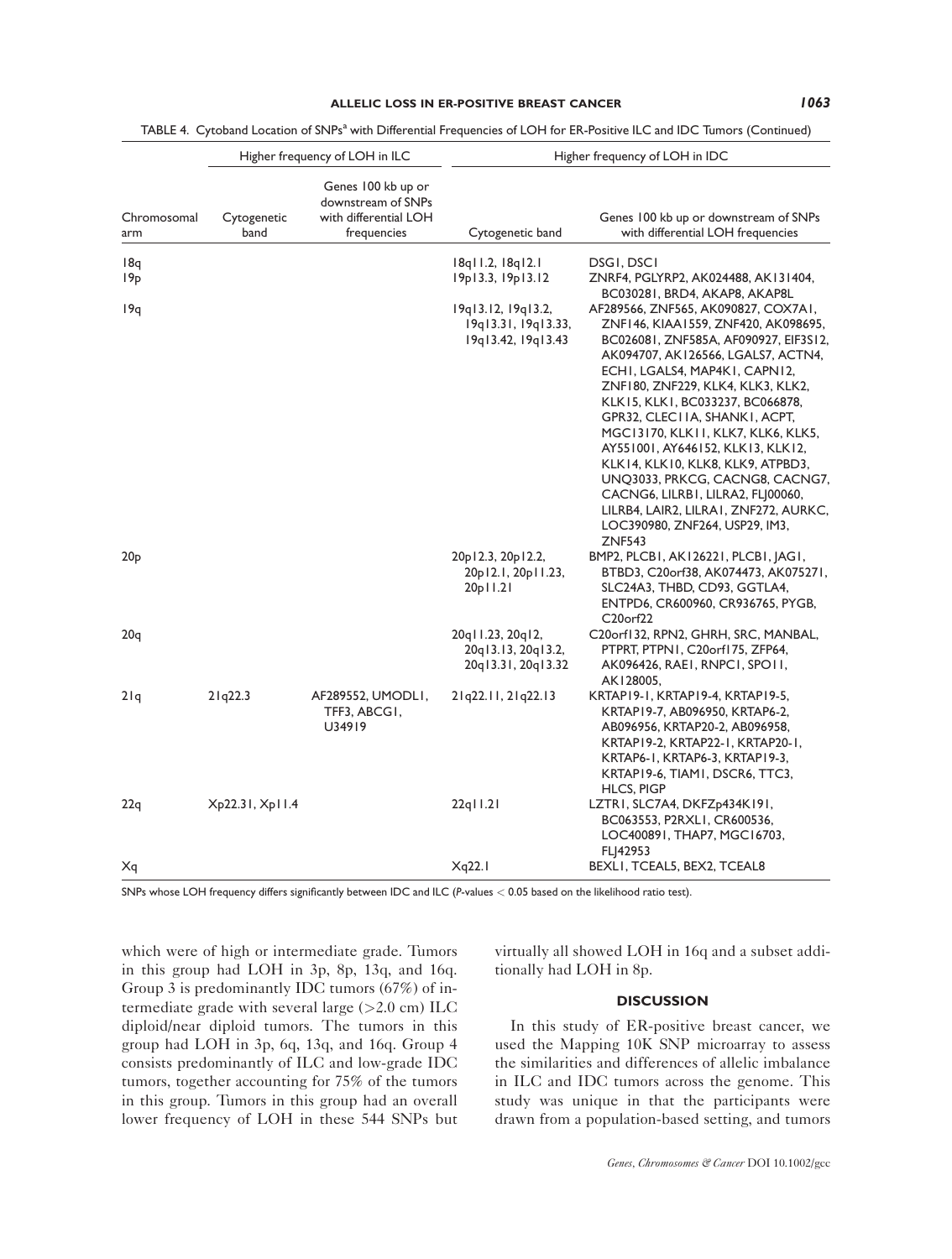TABLE 4. Cytoband Location of SNPs[a] with Differential Frequencies of LOH for ER-Positive ILC and IDC Tumors (Continued)

| | Higher frequency of LOH in ILC | | Higher frequency of LOH in IDC | |
|---|---|---|---|---|
| Chromosomal arm | Cytogenetic band | Genes 100 kb up or downstream of SNPs with differential LOH frequencies | Cytogenetic band | Genes 100 kb up or downstream of SNPs with differential LOH frequencies |
| 18q | | | 18q11.2, 18q12.1 | DSG1, DSC1 |
| 19p | | | 19p13.3, 19p13.12 | ZNRF4, PGLYRP2, AK024488, AK131404, BC030281, BRD4, AKAP8, AKAP8L |
| 19q | | | 19q13.12, 19q13.2, 19q13.31, 19q13.33, 19q13.42, 19q13.43 | AF289566, ZNF565, AK090827, COX7A1, ZNF146, KIAA1559, ZNF420, AK098695, BC026081, ZNF585A, AF090927, EIF3S12, AK094707, AK126566, LGALS7, ACTN4, ECH1, LGALS4, MAP4K1, CAPN12, ZNF180, ZNF229, KLK4, KLK3, KLK2, KLK15, KLK1, BC033237, BC066878, GPR32, CLEC11A, SHANK1, ACPT, MGC13170, KLK11, KLK7, KLK6, KLK5, AY551001, AY646152, KLK13, KLK12, KLK14, KLK10, KLK8, KLK9, ATPBD3, UNQ3033, PRKCG, CACNG8, CACNG7, CACNG6, LILRB1, LILRA2, FLJ00060, LILRB4, LAIR2, LILRA1, ZNF272, AURKC, LOC390980, ZNF264, USP29, IM3, ZNF543 |
| 20p | | | 20p12.3, 20p12.2, 20p12.1, 20p11.23, 20p11.21 | BMP2, PLCB1, AK126221, PLCB1, JAG1, BTBD3, C20orf38, AK074473, AK075271, SLC24A3, THBD, CD93, GGTLA4, ENTPD6, CR600960, CR936765, PYGB, C20orf22 |
| 20q | | | 20q11.23, 20q12, 20q13.13, 20q13.2, 20q13.31, 20q13.32 | C20orf132, RPN2, GHRH, SRC, MANBAL, PTPRT, PTPN1, C20orf175, ZFP64, AK096426, RAE1, RNPC1, SPO11, AK128005, |
| 21q | 21q22.3 | AF289552, UMODL1, TFF3, ABCG1, U34919 | 21q22.11, 21q22.13 | KRTAP19-1, KRTAP19-4, KRTAP19-5, KRTAP19-7, AB096950, KRTAP6-2, AB096956, KRTAP20-2, AB096958, KRTAP19-2, KRTAP22-1, KRTAP20-1, KRTAP6-1, KRTAP6-3, KRTAP19-3, KRTAP19-6, TIAM1, DSCR6, TTC3, HLCS, PIGP |
| 22q | Xp22.31, Xp11.4 | | 22q11.21 | LZTR1, SLC7A4, DKFZp434K191, BC063553, P2RXL1, CR600536, LOC400891, THAP7, MGC16703, FLJ42953 |
| Xq | | | Xq22.1 | BEXL1, TCEAL5, BEX2, TCEAL8 |

SNPs whose LOH frequency differs significantly between IDC and ILC (*P*-values < 0.05 based on the likelihood ratio test).

which were of high or intermediate grade. Tumors in this group had LOH in 3p, 8p, 13q, and 16q. Group 3 is predominantly IDC tumors (67%) of intermediate grade with several large (>2.0 cm) ILC diploid/near diploid tumors. The tumors in this group had LOH in 3p, 6q, 13q, and 16q. Group 4 consists predominantly of ILC and low-grade IDC tumors, together accounting for 75% of the tumors in this group. Tumors in this group had an overall lower frequency of LOH in these 544 SNPs but virtually all showed LOH in 16q and a subset additionally had LOH in 8p.

## DISCUSSION

In this study of ER-positive breast cancer, we used the Mapping 10K SNP microarray to assess the similarities and differences of allelic imbalance in ILC and IDC tumors across the genome. This study was unique in that the participants were drawn from a population-based setting, and tumors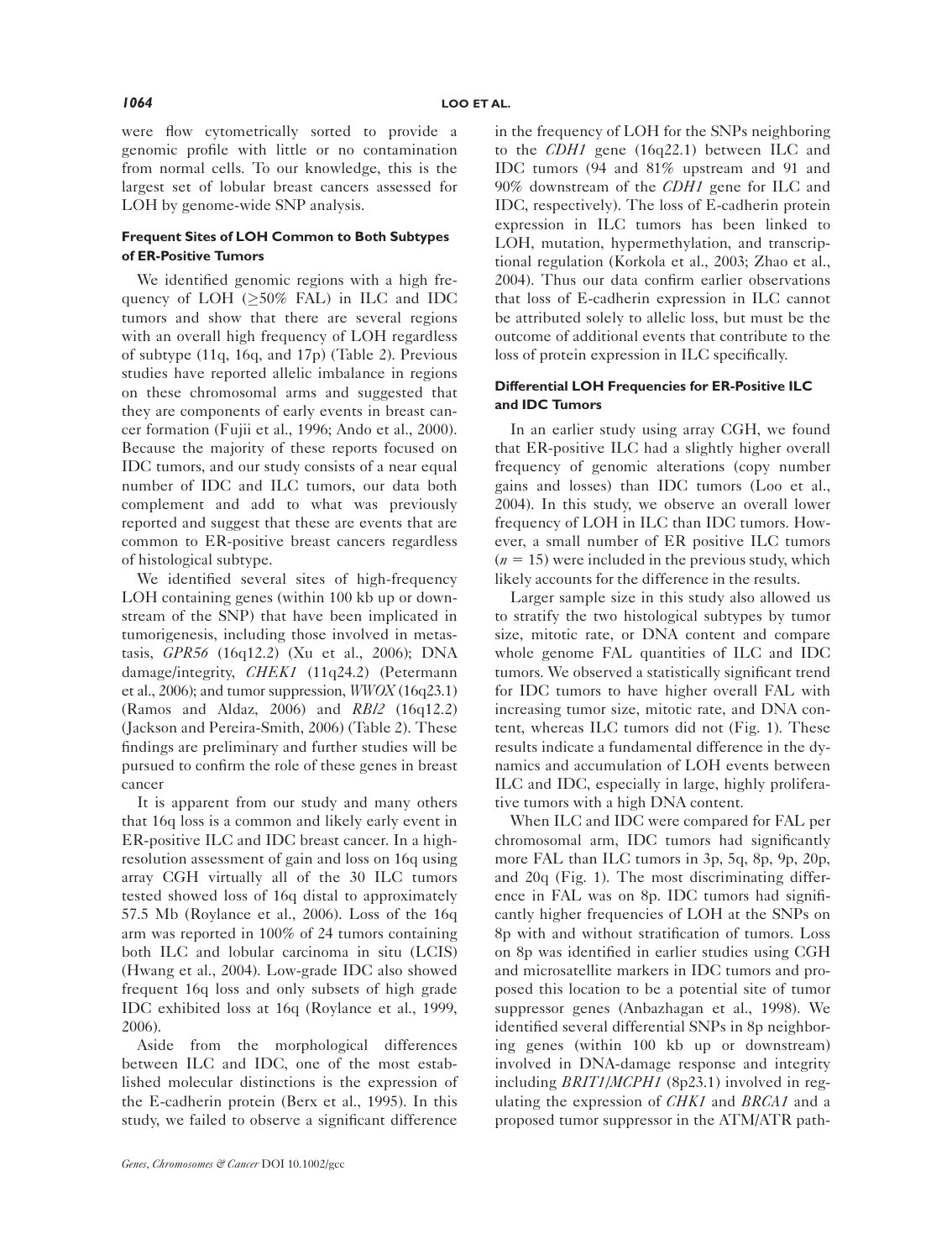were flow cytometrically sorted to provide a genomic profile with little or no contamination from normal cells. To our knowledge, this is the largest set of lobular breast cancers assessed for LOH by genome-wide SNP analysis.

### Frequent Sites of LOH Common to Both Subtypes of ER-Positive Tumors

We identified genomic regions with a high frequency of LOH ($\geq$50% FAL) in ILC and IDC tumors and show that there are several regions with an overall high frequency of LOH regardless of subtype (11q, 16q, and 17p) (Table 2). Previous studies have reported allelic imbalance in regions on these chromosomal arms and suggested that they are components of early events in breast cancer formation (Fujii et al., 1996; Ando et al., 2000). Because the majority of these reports focused on IDC tumors, and our study consists of a near equal number of IDC and ILC tumors, our data both complement and add to what was previously reported and suggest that these are events that are common to ER-positive breast cancers regardless of histological subtype.

We identified several sites of high-frequency LOH containing genes (within 100 kb up or downstream of the SNP) that have been implicated in tumorigenesis, including those involved in metastasis, *GPR56* (16q12.2) (Xu et al., 2006); DNA damage/integrity, *CHEK1* (11q24.2) (Petermann et al., 2006); and tumor suppression, *WWOX* (16q23.1) (Ramos and Aldaz, 2006) and *RBl2* (16q12.2) (Jackson and Pereira-Smith, 2006) (Table 2). These findings are preliminary and further studies will be pursued to confirm the role of these genes in breast cancer

It is apparent from our study and many others that 16q loss is a common and likely early event in ER-positive ILC and IDC breast cancer. In a high-resolution assessment of gain and loss on 16q using array CGH virtually all of the 30 ILC tumors tested showed loss of 16q distal to approximately 57.5 Mb (Roylance et al., 2006). Loss of the 16q arm was reported in 100% of 24 tumors containing both ILC and lobular carcinoma in situ (LCIS) (Hwang et al., 2004). Low-grade IDC also showed frequent 16q loss and only subsets of high grade IDC exhibited loss at 16q (Roylance et al., 1999, 2006).

Aside from the morphological differences between ILC and IDC, one of the most established molecular distinctions is the expression of the E-cadherin protein (Berx et al., 1995). In this study, we failed to observe a significant difference in the frequency of LOH for the SNPs neighboring to the *CDH1* gene (16q22.1) between ILC and IDC tumors (94 and 81% upstream and 91 and 90% downstream of the *CDH1* gene for ILC and IDC, respectively). The loss of E-cadherin protein expression in ILC tumors has been linked to LOH, mutation, hypermethylation, and transcriptional regulation (Korkola et al., 2003; Zhao et al., 2004). Thus our data confirm earlier observations that loss of E-cadherin expression in ILC cannot be attributed solely to allelic loss, but must be the outcome of additional events that contribute to the loss of protein expression in ILC specifically.

### Differential LOH Frequencies for ER-Positive ILC and IDC Tumors

In an earlier study using array CGH, we found that ER-positive ILC had a slightly higher overall frequency of genomic alterations (copy number gains and losses) than IDC tumors (Loo et al., 2004). In this study, we observe an overall lower frequency of LOH in ILC than IDC tumors. However, a small number of ER positive ILC tumors ($n$ = 15) were included in the previous study, which likely accounts for the difference in the results.

Larger sample size in this study also allowed us to stratify the two histological subtypes by tumor size, mitotic rate, or DNA content and compare whole genome FAL quantities of ILC and IDC tumors. We observed a statistically significant trend for IDC tumors to have higher overall FAL with increasing tumor size, mitotic rate, and DNA content, whereas ILC tumors did not (Fig. 1). These results indicate a fundamental difference in the dynamics and accumulation of LOH events between ILC and IDC, especially in large, highly proliferative tumors with a high DNA content.

When ILC and IDC were compared for FAL per chromosomal arm, IDC tumors had significantly more FAL than ILC tumors in 3p, 5q, 8p, 9p, 20p, and 20q (Fig. 1). The most discriminating difference in FAL was on 8p. IDC tumors had significantly higher frequencies of LOH at the SNPs on 8p with and without stratification of tumors. Loss on 8p was identified in earlier studies using CGH and microsatellite markers in IDC tumors and proposed this location to be a potential site of tumor suppressor genes (Anbazhagan et al., 1998). We identified several differential SNPs in 8p neighboring genes (within 100 kb up or downstream) involved in DNA-damage response and integrity including *BRIT1/MCPH1* (8p23.1) involved in regulating the expression of *CHK1* and *BRCA1* and a proposed tumor suppressor in the ATM/ATR path-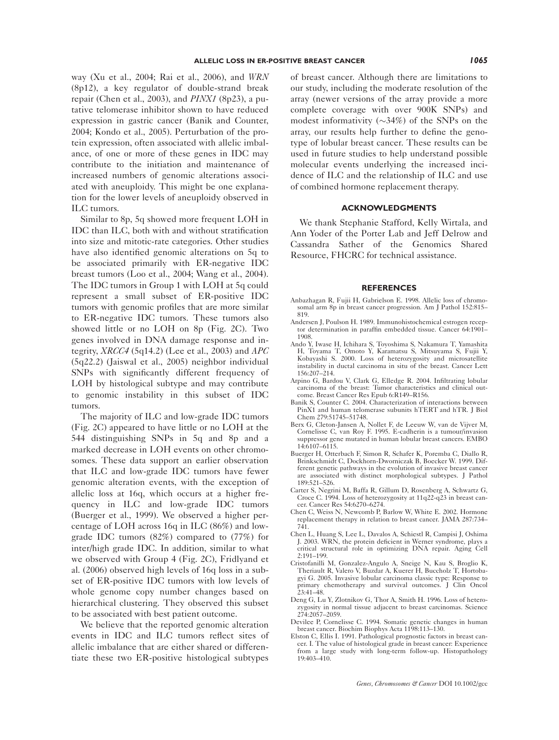way (Xu et al., 2004; Rai et al., 2006), and *WRN* (8p12), a key regulator of double-strand break repair (Chen et al., 2003), and *PINX1* (8p23), a putative telomerase inhibitor shown to have reduced expression in gastric cancer (Banik and Counter, 2004; Kondo et al., 2005). Perturbation of the protein expression, often associated with allelic imbalance, of one or more of these genes in IDC may contribute to the initiation and maintenance of increased numbers of genomic alterations associated with aneuploidy. This might be one explanation for the lower levels of aneuploidy observed in ILC tumors.

Similar to 8p, 5q showed more frequent LOH in IDC than ILC, both with and without stratification into size and mitotic-rate categories. Other studies have also identified genomic alterations on 5q to be associated primarily with ER-negative IDC breast tumors (Loo et al., 2004; Wang et al., 2004). The IDC tumors in Group 1 with LOH at 5q could represent a small subset of ER-positive IDC tumors with genomic profiles that are more similar to ER-negative IDC tumors. These tumors also showed little or no LOH on 8p (Fig. 2C). Two genes involved in DNA damage response and integrity, *XRCC4* (5q14.2) (Lee et al., 2003) and *APC* (5q22.2) (Jaiswal et al., 2005) neighbor individual SNPs with significantly different frequency of LOH by histological subtype and may contribute to genomic instability in this subset of IDC tumors.

The majority of ILC and low-grade IDC tumors (Fig. 2C) appeared to have little or no LOH at the 544 distinguishing SNPs in 5q and 8p and a marked decrease in LOH events on other chromosomes. These data support an earlier observation that ILC and low-grade IDC tumors have fewer genomic alteration events, with the exception of allelic loss at 16q, which occurs at a higher frequency in ILC and low-grade IDC tumors (Buerger et al., 1999). We observed a higher percentage of LOH across 16q in ILC (86%) and low-grade IDC tumors (82%) compared to (77%) for inter/high grade IDC. In addition, similar to what we observed with Group 4 (Fig. 2C), Fridlyand et al. (2006) observed high levels of 16q loss in a subset of ER-positive IDC tumors with low levels of whole genome copy number changes based on hierarchical clustering. They observed this subset to be associated with best patient outcome.

We believe that the reported genomic alteration events in IDC and ILC tumors reflect sites of allelic imbalance that are either shared or differentiate these two ER-positive histological subtypes of breast cancer. Although there are limitations to our study, including the moderate resolution of the array (newer versions of the array provide a more complete coverage with over 900K SNPs) and modest informativity (~34%) of the SNPs on the array, our results help further to define the genotype of lobular breast cancer. These results can be used in future studies to help understand possible molecular events underlying the increased incidence of ILC and the relationship of ILC and use of combined hormone replacement therapy.

## ACKNOWLEDGMENTS

We thank Stephanie Stafford, Kelly Wirtala, and Ann Yoder of the Porter Lab and Jeff Delrow and Cassandra Sather of the Genomics Shared Resource, FHCRC for technical assistance.

## REFERENCES

Anbazhagan R, Fujii H, Gabrielson E. 1998. Allelic loss of chromosomal arm 8p in breast cancer progression. Am J Pathol 152:815–819.

Andersen J, Poulson H. 1989. Immunohistochemical estrogen receptor determination in paraffin embedded tissue. Cancer 64:1901–1908.

Ando Y, Iwase H, Ichihara S, Toyoshima S, Nakamura T, Yamashita H, Toyama T, Omoto Y, Karamatsu S, Mitsuyama S, Fujii Y, Kobayashi S. 2000. Loss of heterozygosity and microsatellite instability in ductal carcinoma in situ of the breast. Cancer Lett 156:207–214.

Arpino G, Bardou V, Clark G, Elledge R. 2004. Infiltrating lobular carcinoma of the breast: Tumor characteristics and clinical outcome. Breast Cancer Res Epub 6:R149–R156.

Banik S, Counter C. 2004. Characterization of interactions between PinX1 and human telomerase subunits hTERT and hTR. J Biol Chem 279:51745–51748.

Berx G, Cleton-Jansen A, Nollet F, de Leeuw W, van de Vijver M, Cornelisse C, van Roy F. 1995. E-cadherin is a tumour/invasion suppressor gene mutated in human lobular breast cancers. EMBO 14:6107–6115.

Buerger H, Otterbach F, Simon R, Schafer K, Poremba C, Diallo R, Brinkschmidt C, Dockhorn-Dworniczak B, Boecker W. 1999. Different genetic pathways in the evolution of invasive breast cancer are associated with distinct morphological subtypes. J Pathol 189:521–526.

Carter S, Negrini M, Baffa R, Gillum D, Rosenberg A, Schwartz G, Croce C. 1994. Loss of heterozygosity at 11q22-q23 in breast cancer. Cancer Res 54:6270–6274.

Chen C, Weiss N, Newcomb P, Barlow W, White E. 2002. Hormone replacement therapy in relation to breast cancer. JAMA 287:734–741.

Chen L, Huang S, Lee L, Davalos A, Schiestl R, Campisi J, Oshima J. 2003. WRN, the protein deficient in Werner syndrome, plays a critical structural role in optimizing DNA repair. Aging Cell 2:191–199.

Cristofanilli M, Gonzalez-Angulo A, Sneige N, Kau S, Broglio K, Theriault R, Valero V, Buzdar A, Kuerer H, Buccholz T, Hortobagyi G. 2005. Invasive lobular carcinoma classic type: Response to primary chemotherapy and survival outcomes. J Clin Oncol 23:41–48.

Deng G, Lu Y, Zlotnikov G, Thor A, Smith H. 1996. Loss of heterozygosity in normal tissue adjacent to breast carcinomas. Science 274:2057–2059.

Devilee P, Cornelisse C. 1994. Somatic genetic changes in human breast cancer. Biochim Biophys Acta 1198:113–130.

Elston C, Ellis I. 1991. Pathological prognostic factors in breast cancer. I. The value of histological grade in breast cancer: Experience from a large study with long-term follow-up. Histopathology 19:403–410.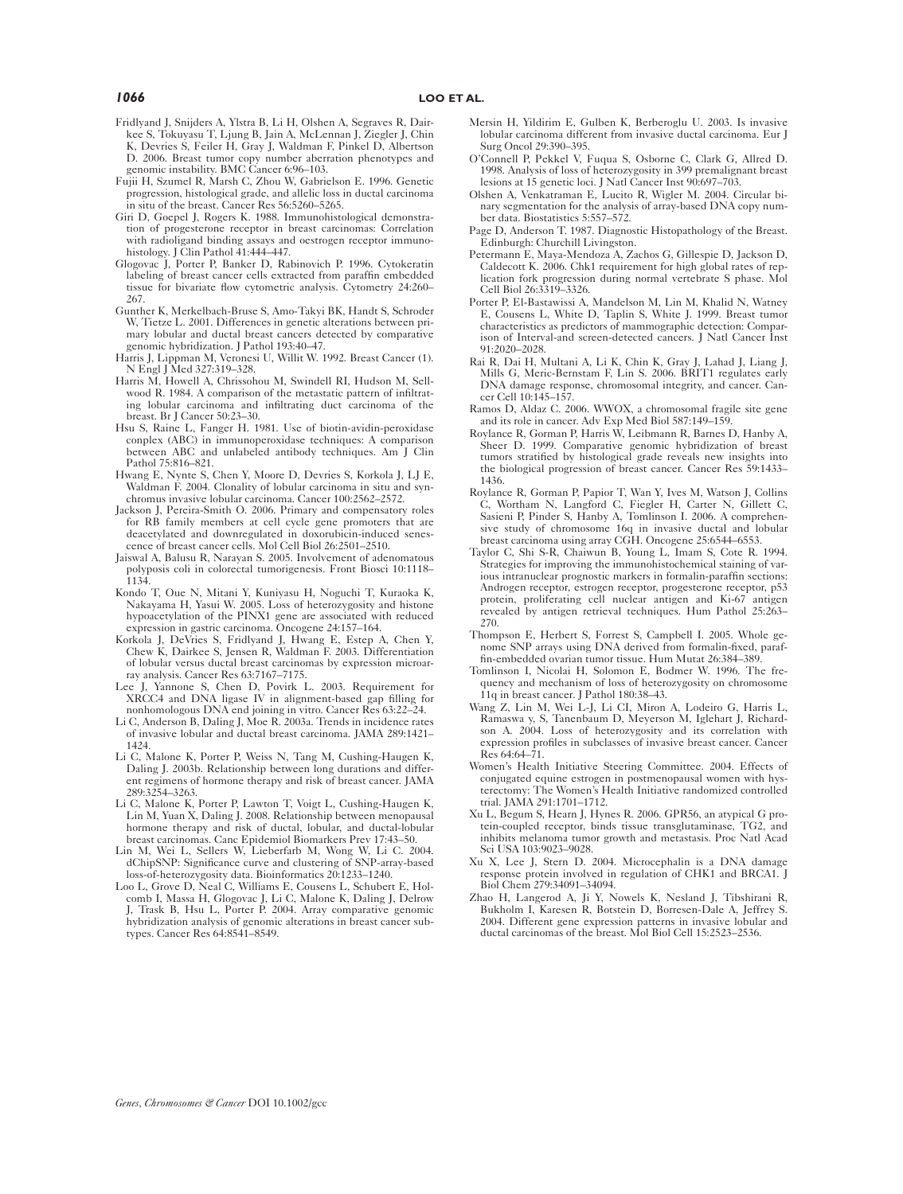Fridlyand J, Snijders A, Ylstra B, Li H, Olshen A, Segraves R, Dairkee S, Tokuyasu T, Ljung B, Jain A, McLennan J, Ziegler J, Chin K, Devries S, Feiler H, Gray J, Waldman F, Pinkel D, Albertson D. 2006. Breast tumor copy number aberration phenotypes and genomic instability. BMC Cancer 6:96–103.

Fujii H, Szumel R, Marsh C, Zhou W, Gabrielson E. 1996. Genetic progression, histological grade, and allelic loss in ductal carcinoma in situ of the breast. Cancer Res 56:5260–5265.

Giri D, Goepel J, Rogers K. 1988. Immunohistological demonstration of progesterone receptor in breast carcinomas: Correlation with radioligand binding assays and oestrogen receptor immunohistology. J Clin Pathol 41:444–447.

Glogovac J, Porter P, Banker D, Rabinovich P. 1996. Cytokeratin labeling of breast cancer cells extracted from paraffin embedded tissue for bivariate flow cytometric analysis. Cytometry 24:260–267.

Gunther K, Merkelbach-Bruse S, Amo-Takyi BK, Handt S, Schroder W, Tietze L. 2001. Differences in genetic alterations between primary lobular and ductal breast cancers detected by comparative genomic hybridization. J Pathol 193:40–47.

Harris J, Lippman M, Veronesi U, Willit W. 1992. Breast Cancer (1). N Engl J Med 327:319–328.

Harris M, Howell A, Chrissohou M, Swindell RI, Hudson M, Sellwood R. 1984. A comparison of the metastatic pattern of infiltrating lobular carcinoma and infiltrating duct carcinoma of the breast. Br J Cancer 50:23–30.

Hsu S, Raine L, Fanger H. 1981. Use of biotin-avidin-peroxidase conplex (ABC) in immunoperoxidase techniques: A comparison between ABC and unlabeled antibody techniques. Am J Clin Pathol 75:816–821.

Hwang E, Nynte S, Chen Y, Moore D, Devries S, Korkola J, LJ E, Waldman F. 2004. Clonality of lobular carcinoma in situ and synchromus invasive lobular carcinoma. Cancer 100:2562–2572.

Jackson J, Pereira-Smith O. 2006. Primary and compensatory roles for RB family members at cell cycle gene promoters that are deacetylated and downregulated in doxorubicin-induced senescence of breast cancer cells. Mol Cell Biol 26:2501–2510.

Jaiswal A, Balusu R, Narayan S. 2005. Involvement of adenomatous polyposis coli in colorectal tumorigenesis. Front Biosci 10:1118–1134.

Kondo T, Oue N, Mitani Y, Kuniyasu H, Noguchi T, Kuraoka K, Nakayama H, Yasui W. 2005. Loss of heterozygosity and histone hypoacetylation of the PINX1 gene are associated with reduced expression in gastric carcinoma. Oncogene 24:157–164.

Korkola J, DeVries S, Fridlyand J, Hwang E, Estep A, Chen Y, Chew K, Dairkee S, Jensen R, Waldman F. 2003. Differentiation of lobular versus ductal breast carcinomas by expression microarray analysis. Cancer Res 63:7167–7175.

Lee J, Yannone S, Chen D, Povirk L. 2003. Requirement for XRCC4 and DNA ligase IV in alignment-based gap filling for nonhomologous DNA end joining in vitro. Cancer Res 63:22–24.

Li C, Anderson B, Daling J, Moe R. 2003a. Trends in incidence rates of invasive lobular and ductal breast carcinoma. JAMA 289:1421–1424.

Li C, Malone K, Porter P, Weiss N, Tang M, Cushing-Haugen K, Daling J. 2003b. Relationship between long durations and different regimens of hormone therapy and risk of breast cancer. JAMA 289:3254–3263.

Li C, Malone K, Porter P, Lawton T, Voigt L, Cushing-Haugen K, Lin M, Yuan X, Daling J. 2008. Relationship between menopausal hormone therapy and risk of ductal, lobular, and ductal-lobular breast carcinomas. Canc Epidemiol Biomarkers Prev 17:43–50.

Lin M, Wei L, Sellers W, Lieberfarb M, Wong W, Li C. 2004. dChipSNP: Significance curve and clustering of SNP-array-based loss-of-heterozygosity data. Bioinformatics 20:1233–1240.

Loo L, Grove D, Neal C, Williams E, Cousens L, Schubert E, Holcomb I, Massa H, Glogovac J, Li C, Malone K, Daling J, Delrow J, Trask B, Hsu L, Porter P. 2004. Array comparative genomic hybridization analysis of genomic alterations in breast cancer subtypes. Cancer Res 64:8541–8549.

Mersin H, Yildirim E, Gulben K, Berberoglu U. 2003. Is invasive lobular carcinoma different from invasive ductal carcinoma. Eur J Surg Oncol 29:390–395.

O'Connell P, Pekkel V, Fuqua S, Osborne C, Clark G, Allred D. 1998. Analysis of loss of heterozygosity in 399 premalignant breast lesions at 15 genetic loci. J Natl Cancer Inst 90:697–703.

Olshen A, Venkatraman E, Lucito R, Wigler M. 2004. Circular binary segmentation for the analysis of array-based DNA copy number data. Biostatistics 5:557–572.

Page D, Anderson T. 1987. Diagnostic Histopathology of the Breast. Edinburgh: Churchill Livingston.

Petermann E, Maya-Mendoza A, Zachos G, Gillespie D, Jackson D, Caldecott K. 2006. Chk1 requirement for high global rates of replication fork progression during normal vertebrate S phase. Mol Cell Biol 26:3319–3326.

Porter P, El-Bastawissi A, Mandelson M, Lin M, Khalid N, Watney E, Cousens L, White D, Taplin S, White J. 1999. Breast tumor characteristics as predictors of mammographic detection: Comparison of Interval-and screen-detected cancers. J Natl Cancer Inst 91:2020–2028.

Rai R, Dai H, Multani A, Li K, Chin K, Gray J, Lahad J, Liang J, Mills G, Meric-Bernstam F, Lin S. 2006. BRIT1 regulates early DNA damage response, chromosomal integrity, and cancer. Cancer Cell 10:145–157.

Ramos D, Aldaz C. 2006. WWOX, a chromosomal fragile site gene and its role in cancer. Adv Exp Med Biol 587:149–159.

Roylance R, Gorman P, Harris W, Leibmann R, Barnes D, Hanby A, Sheer D. 1999. Comparative genomic hybridization of breast tumors stratified by histological grade reveals new insights into the biological progression of breast cancer. Cancer Res 59:1433–1436.

Roylance R, Gorman P, Papior T, Wan Y, Ives M, Watson J, Collins C, Wortham N, Langford C, Fiegler H, Carter N, Gillett C, Sasieni P, Pinder S, Hanby A, Tomlinson I. 2006. A comprehensive study of chromosome 16q in invasive ductal and lobular breast carcinoma using array CGH. Oncogene 25:6544–6553.

Taylor C, Shi S-R, Chaiwun B, Young L, Imam S, Cote R. 1994. Strategies for improving the immunohistochemical staining of various intranuclear prognostic markers in formalin-paraffin sections: Androgen receptor, estrogen receptor, progesterone receptor, p53 protein, proliferating cell nuclear antigen and Ki-67 antigen revealed by antigen retrieval techniques. Hum Pathol 25:263–270.

Thompson E, Herbert S, Forrest S, Campbell I. 2005. Whole genome SNP arrays using DNA derived from formalin-fixed, paraffin-embedded ovarian tumor tissue. Hum Mutat 26:384–389.

Tomlinson I, Nicolai H, Solomon E, Bodmer W. 1996. The frequency and mechanism of loss of heterozygosity on chromosome 11q in breast cancer. J Pathol 180:38–43.

Wang Z, Lin M, Wei L-J, Li CI, Miron A, Lodeiro G, Harris L, Ramaswa y, S, Tanenbaum D, Meyerson M, Iglehart J, Richardson A. 2004. Loss of heterozygosity and its correlation with expression profiles in subclasses of invasive breast cancer. Cancer Res 64:64–71.

Women's Health Initiative Steering Committee. 2004. Effects of conjugated equine estrogen in postmenopausal women with hysterectomy: The Women's Health Initiative randomized controlled trial. JAMA 291:1701–1712.

Xu L, Begum S, Hearn J, Hynes R. 2006. GPR56, an atypical G protein-coupled receptor, binds tissue transglutaminase, TG2, and inhibits melanoma tumor growth and metastasis. Proc Natl Acad Sci USA 103:9023–9028.

Xu X, Lee J, Stern D. 2004. Microcephalin is a DNA damage response protein involved in regulation of CHK1 and BRCA1. J Biol Chem 279:34091–34094.

Zhao H, Langerod A, Ji Y, Nowels K, Nesland J, Tibshirani R, Bukholm I, Karesen R, Botstein D, Borresen-Dale A, Jeffrey S. 2004. Different gene expression patterns in invasive lobular and ductal carcinomas of the breast. Mol Biol Cell 15:2523–2536.